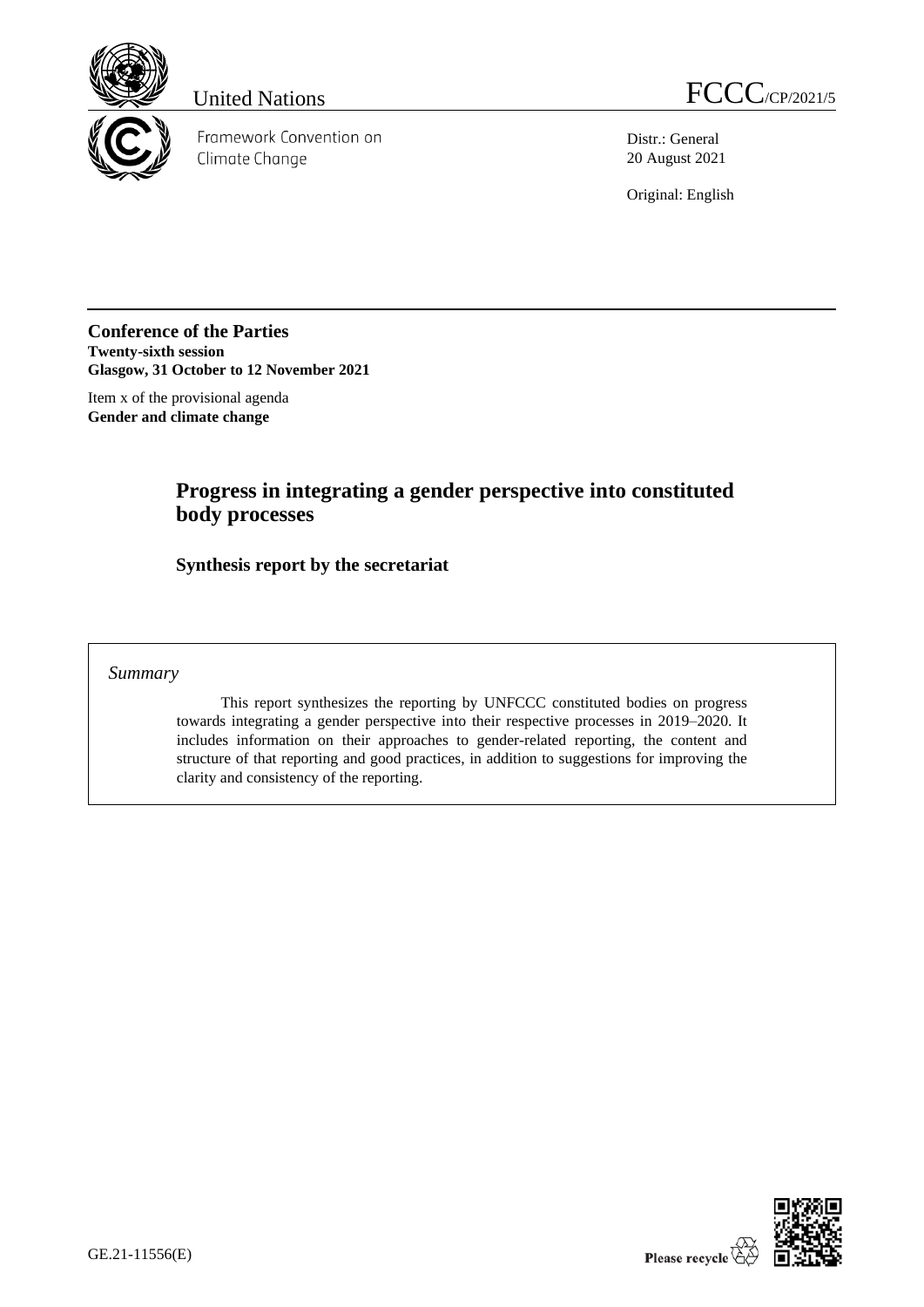United Nations

FCCC/CP/2021/5

Framework Convention on Climate Change

Distr.: General
20 August 2021

Original: English

**Conference of the Parties**
**Twenty-sixth session**
**Glasgow, 31 October to 12 November 2021**

Item x of the provisional agenda
**Gender and climate change**

# Progress in integrating a gender perspective into constituted body processes

## Synthesis report by the secretariat

*Summary*

This report synthesizes the reporting by UNFCCC constituted bodies on progress towards integrating a gender perspective into their respective processes in 2019–2020. It includes information on their approaches to gender-related reporting, the content and structure of that reporting and good practices, in addition to suggestions for improving the clarity and consistency of the reporting.

GE.21-11556(E)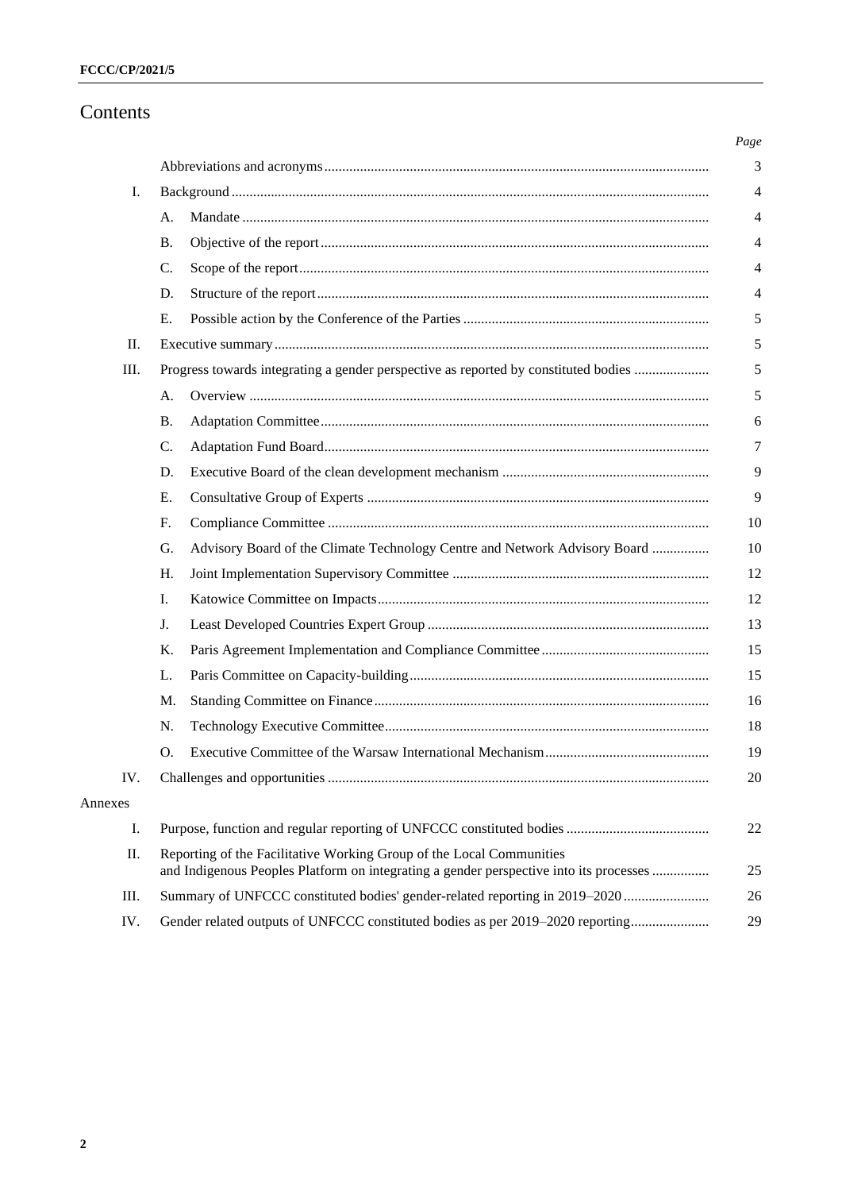# Contents

| | | | Page |
|---|---|---|---|
| | | Abbreviations and acronyms | 3 |
| I. | | Background | 4 |
| | A. | Mandate | 4 |
| | B. | Objective of the report | 4 |
| | C. | Scope of the report | 4 |
| | D. | Structure of the report | 4 |
| | E. | Possible action by the Conference of the Parties | 5 |
| II. | | Executive summary | 5 |
| III. | | Progress towards integrating a gender perspective as reported by constituted bodies | 5 |
| | A. | Overview | 5 |
| | B. | Adaptation Committee | 6 |
| | C. | Adaptation Fund Board | 7 |
| | D. | Executive Board of the clean development mechanism | 9 |
| | E. | Consultative Group of Experts | 9 |
| | F. | Compliance Committee | 10 |
| | G. | Advisory Board of the Climate Technology Centre and Network Advisory Board | 10 |
| | H. | Joint Implementation Supervisory Committee | 12 |
| | I. | Katowice Committee on Impacts | 12 |
| | J. | Least Developed Countries Expert Group | 13 |
| | K. | Paris Agreement Implementation and Compliance Committee | 15 |
| | L. | Paris Committee on Capacity-building | 15 |
| | M. | Standing Committee on Finance | 16 |
| | N. | Technology Executive Committee | 18 |
| | O. | Executive Committee of the Warsaw International Mechanism | 19 |
| IV. | | Challenges and opportunities | 20 |
| Annexes | | | |
| I. | | Purpose, function and regular reporting of UNFCCC constituted bodies | 22 |
| II. | | Reporting of the Facilitative Working Group of the Local Communities and Indigenous Peoples Platform on integrating a gender perspective into its processes | 25 |
| III. | | Summary of UNFCCC constituted bodies' gender-related reporting in 2019–2020 | 26 |
| IV. | | Gender related outputs of UNFCCC constituted bodies as per 2019–2020 reporting | 29 |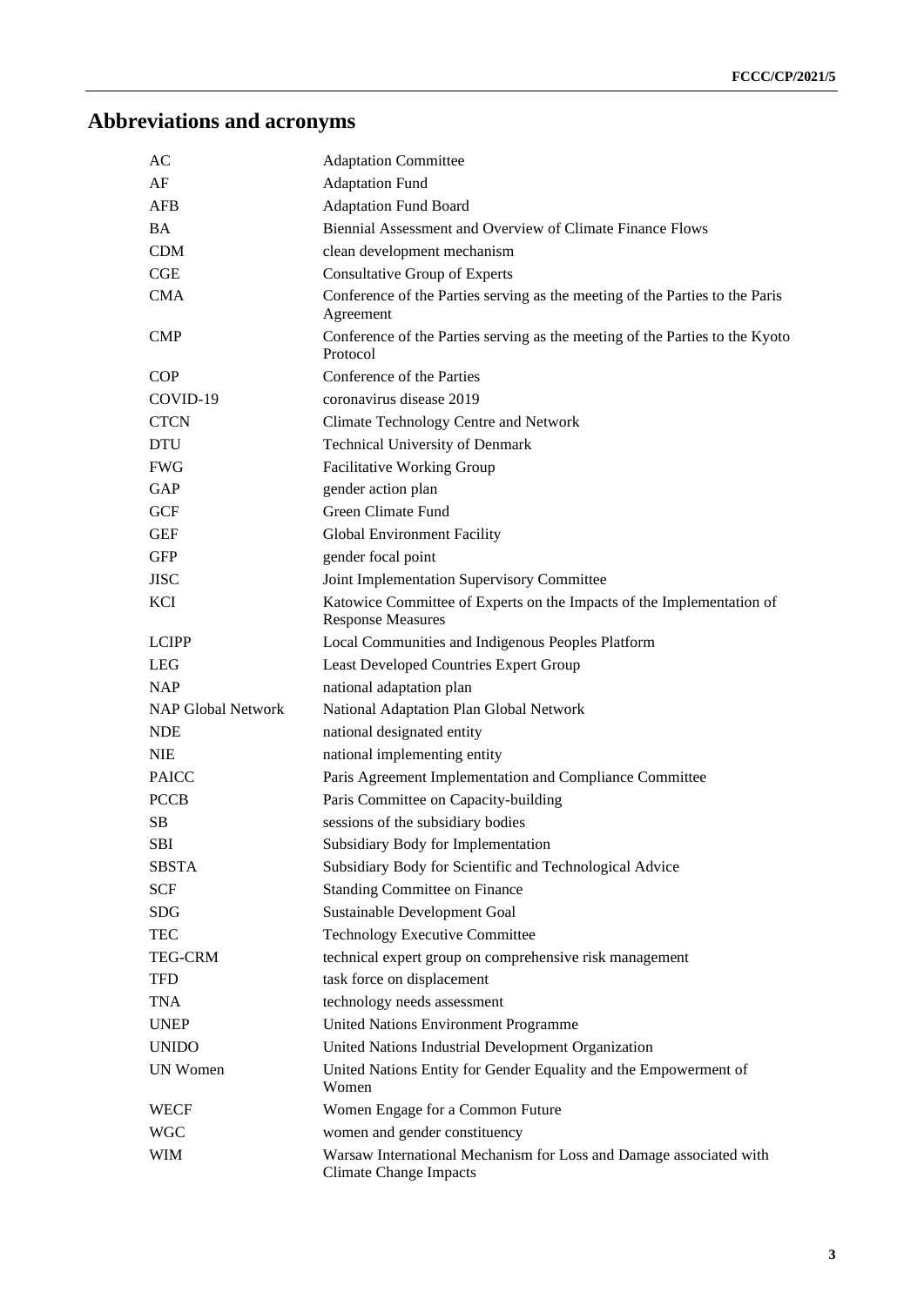# Abbreviations and acronyms

| | |
|---|---|
| AC | Adaptation Committee |
| AF | Adaptation Fund |
| AFB | Adaptation Fund Board |
| BA | Biennial Assessment and Overview of Climate Finance Flows |
| CDM | clean development mechanism |
| CGE | Consultative Group of Experts |
| CMA | Conference of the Parties serving as the meeting of the Parties to the Paris Agreement |
| CMP | Conference of the Parties serving as the meeting of the Parties to the Kyoto Protocol |
| COP | Conference of the Parties |
| COVID-19 | coronavirus disease 2019 |
| CTCN | Climate Technology Centre and Network |
| DTU | Technical University of Denmark |
| FWG | Facilitative Working Group |
| GAP | gender action plan |
| GCF | Green Climate Fund |
| GEF | Global Environment Facility |
| GFP | gender focal point |
| JISC | Joint Implementation Supervisory Committee |
| KCI | Katowice Committee of Experts on the Impacts of the Implementation of Response Measures |
| LCIPP | Local Communities and Indigenous Peoples Platform |
| LEG | Least Developed Countries Expert Group |
| NAP | national adaptation plan |
| NAP Global Network | National Adaptation Plan Global Network |
| NDE | national designated entity |
| NIE | national implementing entity |
| PAICC | Paris Agreement Implementation and Compliance Committee |
| PCCB | Paris Committee on Capacity-building |
| SB | sessions of the subsidiary bodies |
| SBI | Subsidiary Body for Implementation |
| SBSTA | Subsidiary Body for Scientific and Technological Advice |
| SCF | Standing Committee on Finance |
| SDG | Sustainable Development Goal |
| TEC | Technology Executive Committee |
| TEG-CRM | technical expert group on comprehensive risk management |
| TFD | task force on displacement |
| TNA | technology needs assessment |
| UNEP | United Nations Environment Programme |
| UNIDO | United Nations Industrial Development Organization |
| UN Women | United Nations Entity for Gender Equality and the Empowerment of Women |
| WECF | Women Engage for a Common Future |
| WGC | women and gender constituency |
| WIM | Warsaw International Mechanism for Loss and Damage associated with Climate Change Impacts |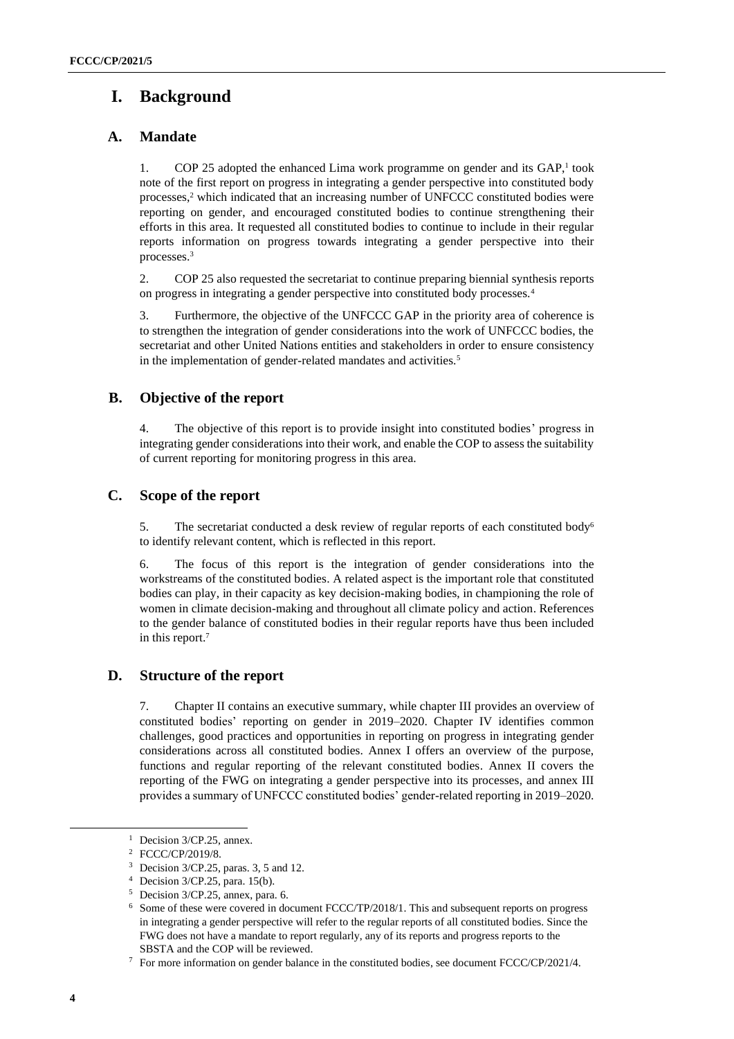# I. Background

## A. Mandate

1. COP 25 adopted the enhanced Lima work programme on gender and its GAP,[1] took note of the first report on progress in integrating a gender perspective into constituted body processes,[2] which indicated that an increasing number of UNFCCC constituted bodies were reporting on gender, and encouraged constituted bodies to continue strengthening their efforts in this area. It requested all constituted bodies to continue to include in their regular reports information on progress towards integrating a gender perspective into their processes.[3]

2. COP 25 also requested the secretariat to continue preparing biennial synthesis reports on progress in integrating a gender perspective into constituted body processes.[4]

3. Furthermore, the objective of the UNFCCC GAP in the priority area of coherence is to strengthen the integration of gender considerations into the work of UNFCCC bodies, the secretariat and other United Nations entities and stakeholders in order to ensure consistency in the implementation of gender-related mandates and activities.[5]

## B. Objective of the report

4. The objective of this report is to provide insight into constituted bodies' progress in integrating gender considerations into their work, and enable the COP to assess the suitability of current reporting for monitoring progress in this area.

## C. Scope of the report

5. The secretariat conducted a desk review of regular reports of each constituted body[6] to identify relevant content, which is reflected in this report.

6. The focus of this report is the integration of gender considerations into the workstreams of the constituted bodies. A related aspect is the important role that constituted bodies can play, in their capacity as key decision-making bodies, in championing the role of women in climate decision-making and throughout all climate policy and action. References to the gender balance of constituted bodies in their regular reports have thus been included in this report.[7]

## D. Structure of the report

7. Chapter II contains an executive summary, while chapter III provides an overview of constituted bodies' reporting on gender in 2019–2020. Chapter IV identifies common challenges, good practices and opportunities in reporting on progress in integrating gender considerations across all constituted bodies. Annex I offers an overview of the purpose, functions and regular reporting of the relevant constituted bodies. Annex II covers the reporting of the FWG on integrating a gender perspective into its processes, and annex III provides a summary of UNFCCC constituted bodies' gender-related reporting in 2019–2020.

---

[1] Decision 3/CP.25, annex.

[2] FCCC/CP/2019/8.

[3] Decision 3/CP.25, paras. 3, 5 and 12.

[4] Decision 3/CP.25, para. 15(b).

[5] Decision 3/CP.25, annex, para. 6.

[6] Some of these were covered in document FCCC/TP/2018/1. This and subsequent reports on progress in integrating a gender perspective will refer to the regular reports of all constituted bodies. Since the FWG does not have a mandate to report regularly, any of its reports and progress reports to the SBSTA and the COP will be reviewed.

[7] For more information on gender balance in the constituted bodies, see document FCCC/CP/2021/4.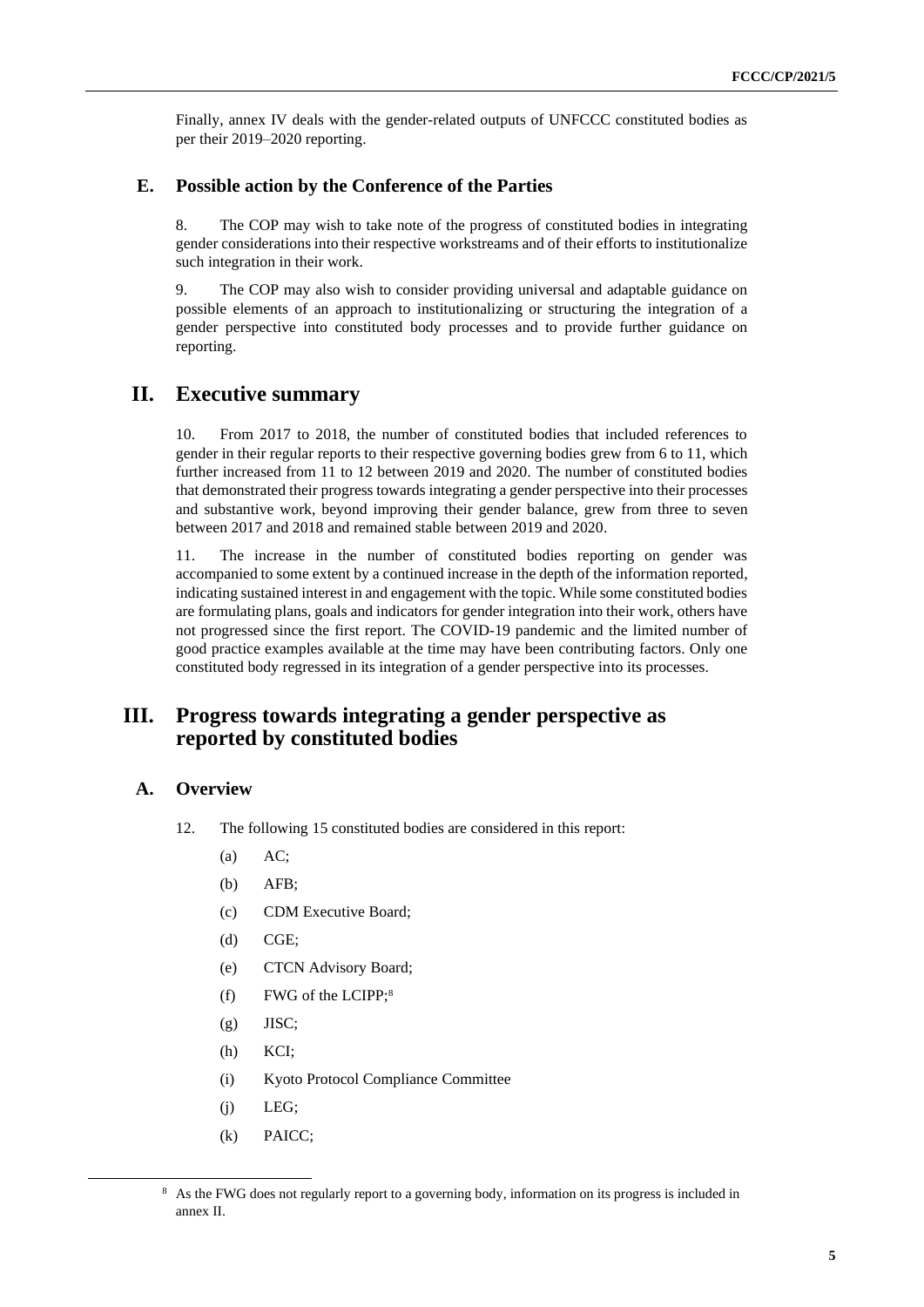Finally, annex IV deals with the gender-related outputs of UNFCCC constituted bodies as per their 2019–2020 reporting.

### E. Possible action by the Conference of the Parties

8. The COP may wish to take note of the progress of constituted bodies in integrating gender considerations into their respective workstreams and of their efforts to institutionalize such integration in their work.

9. The COP may also wish to consider providing universal and adaptable guidance on possible elements of an approach to institutionalizing or structuring the integration of a gender perspective into constituted body processes and to provide further guidance on reporting.

## II. Executive summary

10. From 2017 to 2018, the number of constituted bodies that included references to gender in their regular reports to their respective governing bodies grew from 6 to 11, which further increased from 11 to 12 between 2019 and 2020. The number of constituted bodies that demonstrated their progress towards integrating a gender perspective into their processes and substantive work, beyond improving their gender balance, grew from three to seven between 2017 and 2018 and remained stable between 2019 and 2020.

11. The increase in the number of constituted bodies reporting on gender was accompanied to some extent by a continued increase in the depth of the information reported, indicating sustained interest in and engagement with the topic. While some constituted bodies are formulating plans, goals and indicators for gender integration into their work, others have not progressed since the first report. The COVID-19 pandemic and the limited number of good practice examples available at the time may have been contributing factors. Only one constituted body regressed in its integration of a gender perspective into its processes.

## III. Progress towards integrating a gender perspective as reported by constituted bodies

### A. Overview

12. The following 15 constituted bodies are considered in this report:

(a) AC;

(b) AFB;

(c) CDM Executive Board;

(d) CGE;

(e) CTCN Advisory Board;

(f) FWG of the LCIPP;[8]

(g) JISC;

(h) KCI;

(i) Kyoto Protocol Compliance Committee

(j) LEG;

(k) PAICC;

[8] As the FWG does not regularly report to a governing body, information on its progress is included in annex II.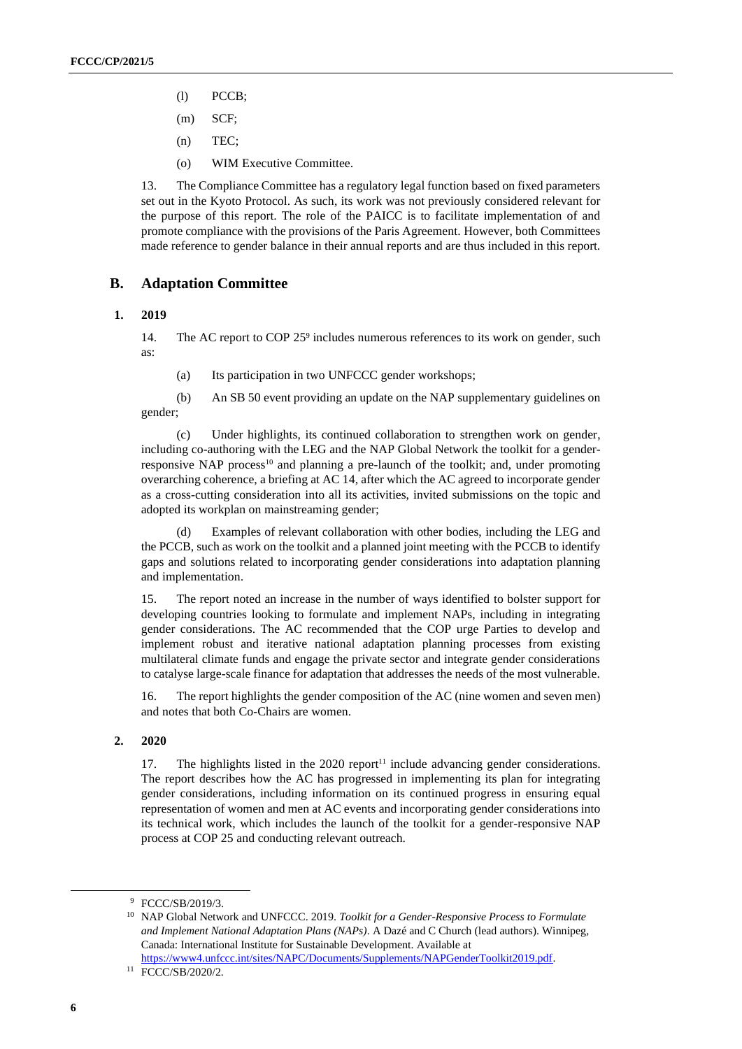(l) PCCB;

(m) SCF;

(n) TEC;

(o) WIM Executive Committee.

13. The Compliance Committee has a regulatory legal function based on fixed parameters set out in the Kyoto Protocol. As such, its work was not previously considered relevant for the purpose of this report. The role of the PAICC is to facilitate implementation of and promote compliance with the provisions of the Paris Agreement. However, both Committees made reference to gender balance in their annual reports and are thus included in this report.

## B. Adaptation Committee

### 1. 2019

14. The AC report to COP 25[9] includes numerous references to its work on gender, such as:

(a) Its participation in two UNFCCC gender workshops;

(b) An SB 50 event providing an update on the NAP supplementary guidelines on gender;

(c) Under highlights, its continued collaboration to strengthen work on gender, including co-authoring with the LEG and the NAP Global Network the toolkit for a gender-responsive NAP process[10] and planning a pre-launch of the toolkit; and, under promoting overarching coherence, a briefing at AC 14, after which the AC agreed to incorporate gender as a cross-cutting consideration into all its activities, invited submissions on the topic and adopted its workplan on mainstreaming gender;

(d) Examples of relevant collaboration with other bodies, including the LEG and the PCCB, such as work on the toolkit and a planned joint meeting with the PCCB to identify gaps and solutions related to incorporating gender considerations into adaptation planning and implementation.

15. The report noted an increase in the number of ways identified to bolster support for developing countries looking to formulate and implement NAPs, including in integrating gender considerations. The AC recommended that the COP urge Parties to develop and implement robust and iterative national adaptation planning processes from existing multilateral climate funds and engage the private sector and integrate gender considerations to catalyse large-scale finance for adaptation that addresses the needs of the most vulnerable.

16. The report highlights the gender composition of the AC (nine women and seven men) and notes that both Co-Chairs are women.

### 2. 2020

17. The highlights listed in the 2020 report[11] include advancing gender considerations. The report describes how the AC has progressed in implementing its plan for integrating gender considerations, including information on its continued progress in ensuring equal representation of women and men at AC events and incorporating gender considerations into its technical work, which includes the launch of the toolkit for a gender-responsive NAP process at COP 25 and conducting relevant outreach.

---

[9] FCCC/SB/2019/3.

[10] NAP Global Network and UNFCCC. 2019. *Toolkit for a Gender-Responsive Process to Formulate and Implement National Adaptation Plans (NAPs)*. A Dazé and C Church (lead authors). Winnipeg, Canada: International Institute for Sustainable Development. Available at https://www4.unfccc.int/sites/NAPC/Documents/Supplements/NAPGenderToolkit2019.pdf.

[11] FCCC/SB/2020/2.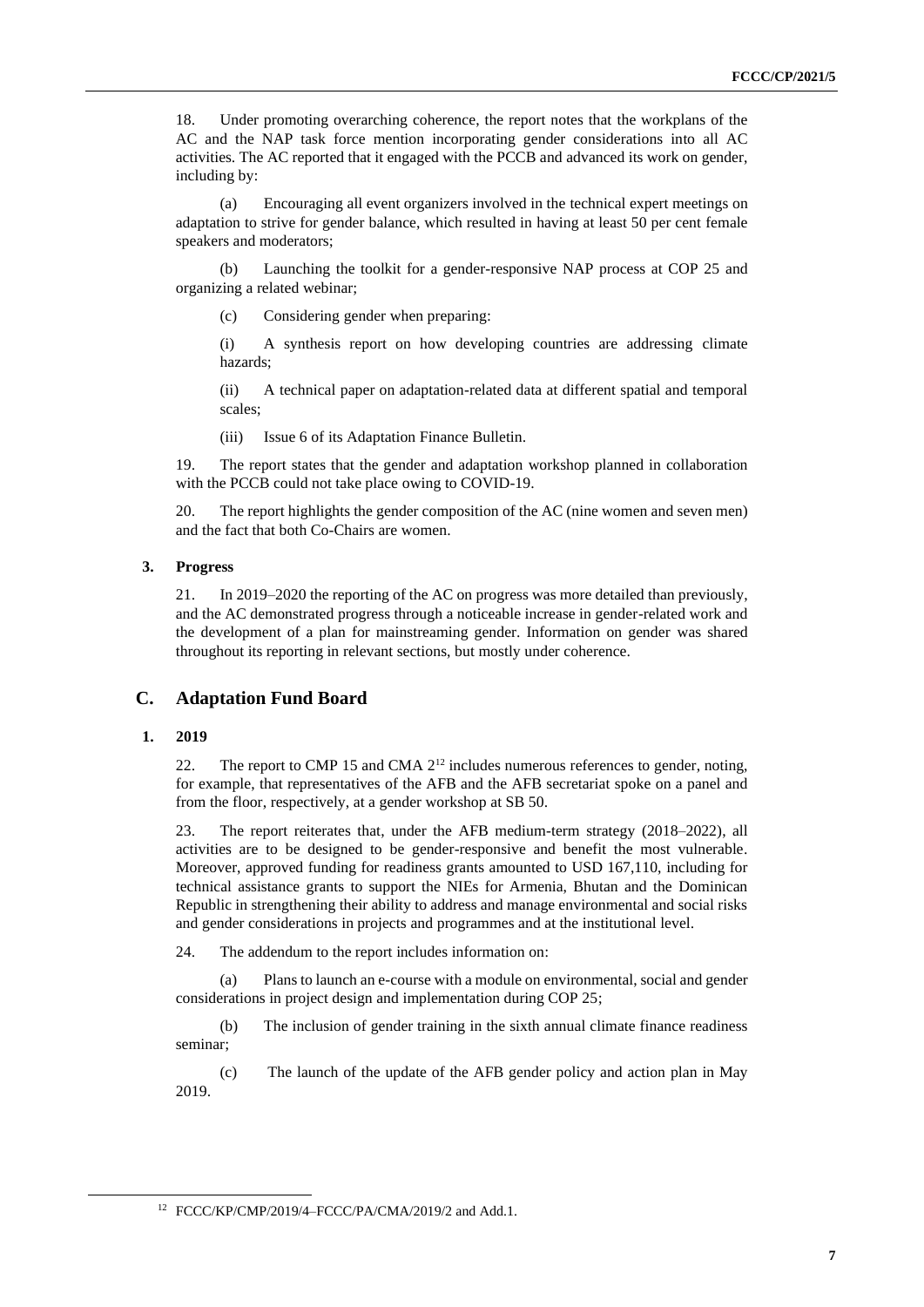18. Under promoting overarching coherence, the report notes that the workplans of the AC and the NAP task force mention incorporating gender considerations into all AC activities. The AC reported that it engaged with the PCCB and advanced its work on gender, including by:

(a) Encouraging all event organizers involved in the technical expert meetings on adaptation to strive for gender balance, which resulted in having at least 50 per cent female speakers and moderators;

(b) Launching the toolkit for a gender-responsive NAP process at COP 25 and organizing a related webinar;

(c) Considering gender when preparing:

(i) A synthesis report on how developing countries are addressing climate hazards;

(ii) A technical paper on adaptation-related data at different spatial and temporal scales;

(iii) Issue 6 of its Adaptation Finance Bulletin.

19. The report states that the gender and adaptation workshop planned in collaboration with the PCCB could not take place owing to COVID-19.

20. The report highlights the gender composition of the AC (nine women and seven men) and the fact that both Co-Chairs are women.

### 3. Progress

21. In 2019–2020 the reporting of the AC on progress was more detailed than previously, and the AC demonstrated progress through a noticeable increase in gender-related work and the development of a plan for mainstreaming gender. Information on gender was shared throughout its reporting in relevant sections, but mostly under coherence.

## C. Adaptation Fund Board

### 1. 2019

22. The report to CMP 15 and CMA 2[12] includes numerous references to gender, noting, for example, that representatives of the AFB and the AFB secretariat spoke on a panel and from the floor, respectively, at a gender workshop at SB 50.

23. The report reiterates that, under the AFB medium-term strategy (2018–2022), all activities are to be designed to be gender-responsive and benefit the most vulnerable. Moreover, approved funding for readiness grants amounted to USD 167,110, including for technical assistance grants to support the NIEs for Armenia, Bhutan and the Dominican Republic in strengthening their ability to address and manage environmental and social risks and gender considerations in projects and programmes and at the institutional level.

24. The addendum to the report includes information on:

(a) Plans to launch an e-course with a module on environmental, social and gender considerations in project design and implementation during COP 25;

(b) The inclusion of gender training in the sixth annual climate finance readiness seminar;

(c) The launch of the update of the AFB gender policy and action plan in May 2019.

[12] FCCC/KP/CMP/2019/4–FCCC/PA/CMA/2019/2 and Add.1.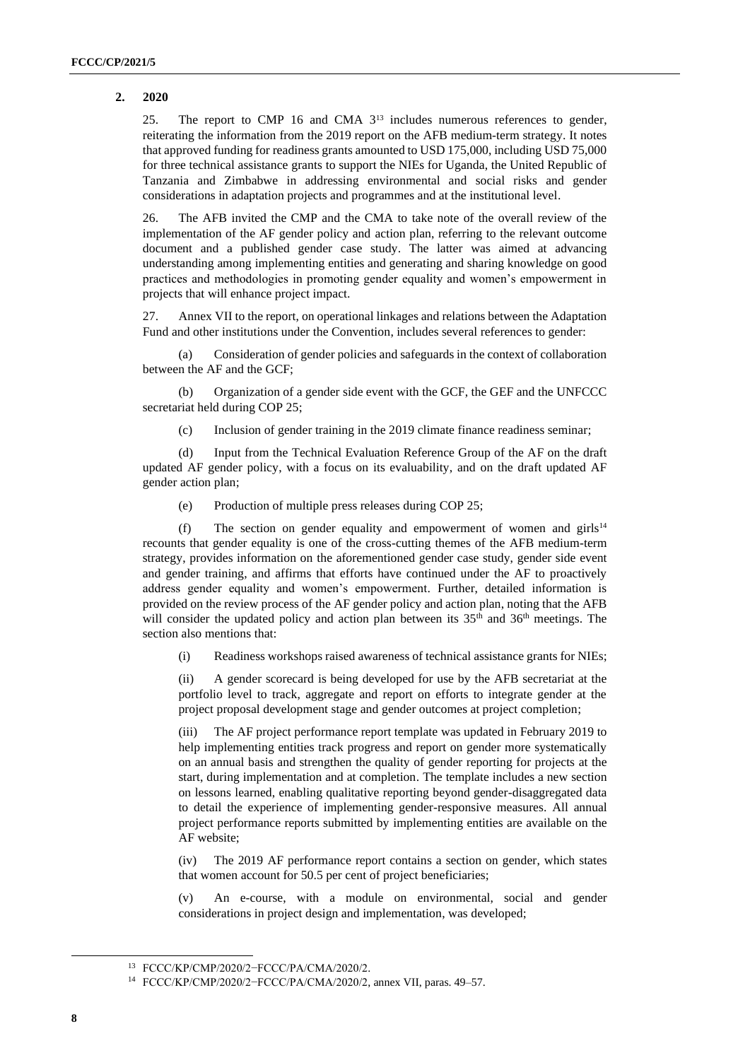### 2. 2020

25. The report to CMP 16 and CMA 3[13] includes numerous references to gender, reiterating the information from the 2019 report on the AFB medium-term strategy. It notes that approved funding for readiness grants amounted to USD 175,000, including USD 75,000 for three technical assistance grants to support the NIEs for Uganda, the United Republic of Tanzania and Zimbabwe in addressing environmental and social risks and gender considerations in adaptation projects and programmes and at the institutional level.

26. The AFB invited the CMP and the CMA to take note of the overall review of the implementation of the AF gender policy and action plan, referring to the relevant outcome document and a published gender case study. The latter was aimed at advancing understanding among implementing entities and generating and sharing knowledge on good practices and methodologies in promoting gender equality and women's empowerment in projects that will enhance project impact.

27. Annex VII to the report, on operational linkages and relations between the Adaptation Fund and other institutions under the Convention, includes several references to gender:

(a) Consideration of gender policies and safeguards in the context of collaboration between the AF and the GCF;

(b) Organization of a gender side event with the GCF, the GEF and the UNFCCC secretariat held during COP 25;

(c) Inclusion of gender training in the 2019 climate finance readiness seminar;

(d) Input from the Technical Evaluation Reference Group of the AF on the draft updated AF gender policy, with a focus on its evaluability, and on the draft updated AF gender action plan;

(e) Production of multiple press releases during COP 25;

(f) The section on gender equality and empowerment of women and girls[14] recounts that gender equality is one of the cross-cutting themes of the AFB medium-term strategy, provides information on the aforementioned gender case study, gender side event and gender training, and affirms that efforts have continued under the AF to proactively address gender equality and women's empowerment. Further, detailed information is provided on the review process of the AF gender policy and action plan, noting that the AFB will consider the updated policy and action plan between its 35th and 36th meetings. The section also mentions that:

(i) Readiness workshops raised awareness of technical assistance grants for NIEs;

(ii) A gender scorecard is being developed for use by the AFB secretariat at the portfolio level to track, aggregate and report on efforts to integrate gender at the project proposal development stage and gender outcomes at project completion;

(iii) The AF project performance report template was updated in February 2019 to help implementing entities track progress and report on gender more systematically on an annual basis and strengthen the quality of gender reporting for projects at the start, during implementation and at completion. The template includes a new section on lessons learned, enabling qualitative reporting beyond gender-disaggregated data to detail the experience of implementing gender-responsive measures. All annual project performance reports submitted by implementing entities are available on the AF website;

(iv) The 2019 AF performance report contains a section on gender, which states that women account for 50.5 per cent of project beneficiaries;

(v) An e-course, with a module on environmental, social and gender considerations in project design and implementation, was developed;

---

[13] FCCC/KP/CMP/2020/2−FCCC/PA/CMA/2020/2.

[14] FCCC/KP/CMP/2020/2−FCCC/PA/CMA/2020/2, annex VII, paras. 49–57.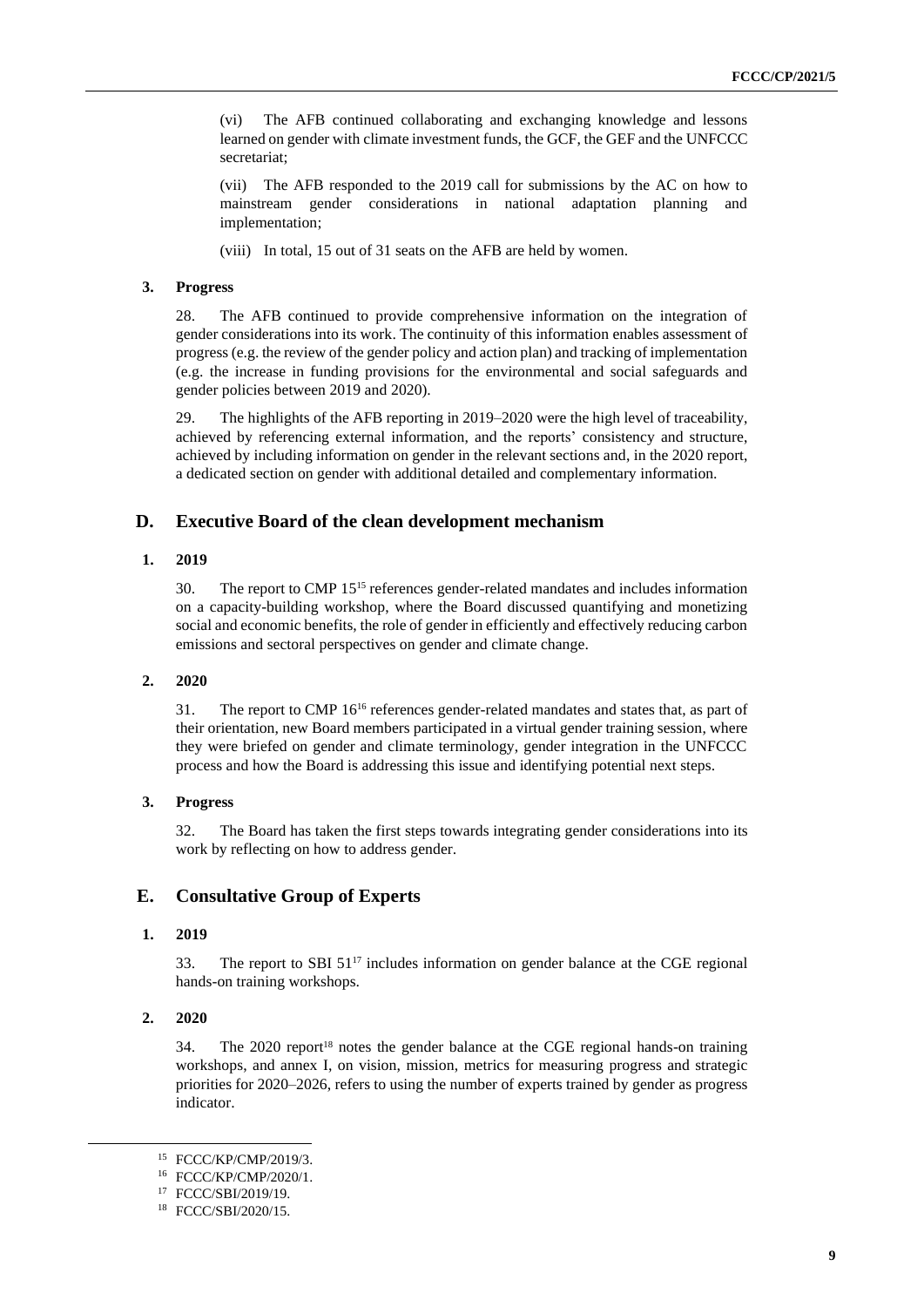(vi) The AFB continued collaborating and exchanging knowledge and lessons learned on gender with climate investment funds, the GCF, the GEF and the UNFCCC secretariat;

(vii) The AFB responded to the 2019 call for submissions by the AC on how to mainstream gender considerations in national adaptation planning and implementation;

(viii) In total, 15 out of 31 seats on the AFB are held by women.

#### 3. Progress

28. The AFB continued to provide comprehensive information on the integration of gender considerations into its work. The continuity of this information enables assessment of progress (e.g. the review of the gender policy and action plan) and tracking of implementation (e.g. the increase in funding provisions for the environmental and social safeguards and gender policies between 2019 and 2020).

29. The highlights of the AFB reporting in 2019–2020 were the high level of traceability, achieved by referencing external information, and the reports' consistency and structure, achieved by including information on gender in the relevant sections and, in the 2020 report, a dedicated section on gender with additional detailed and complementary information.

## D. Executive Board of the clean development mechanism

#### 1. 2019

30. The report to CMP 15[15] references gender-related mandates and includes information on a capacity-building workshop, where the Board discussed quantifying and monetizing social and economic benefits, the role of gender in efficiently and effectively reducing carbon emissions and sectoral perspectives on gender and climate change.

#### 2. 2020

31. The report to CMP 16[16] references gender-related mandates and states that, as part of their orientation, new Board members participated in a virtual gender training session, where they were briefed on gender and climate terminology, gender integration in the UNFCCC process and how the Board is addressing this issue and identifying potential next steps.

#### 3. Progress

32. The Board has taken the first steps towards integrating gender considerations into its work by reflecting on how to address gender.

## E. Consultative Group of Experts

#### 1. 2019

33. The report to SBI 51[17] includes information on gender balance at the CGE regional hands-on training workshops.

#### 2. 2020

34. The 2020 report[18] notes the gender balance at the CGE regional hands-on training workshops, and annex I, on vision, mission, metrics for measuring progress and strategic priorities for 2020–2026, refers to using the number of experts trained by gender as progress indicator.

---

[15] FCCC/KP/CMP/2019/3.

[16] FCCC/KP/CMP/2020/1.

[17] FCCC/SBI/2019/19.

[18] FCCC/SBI/2020/15.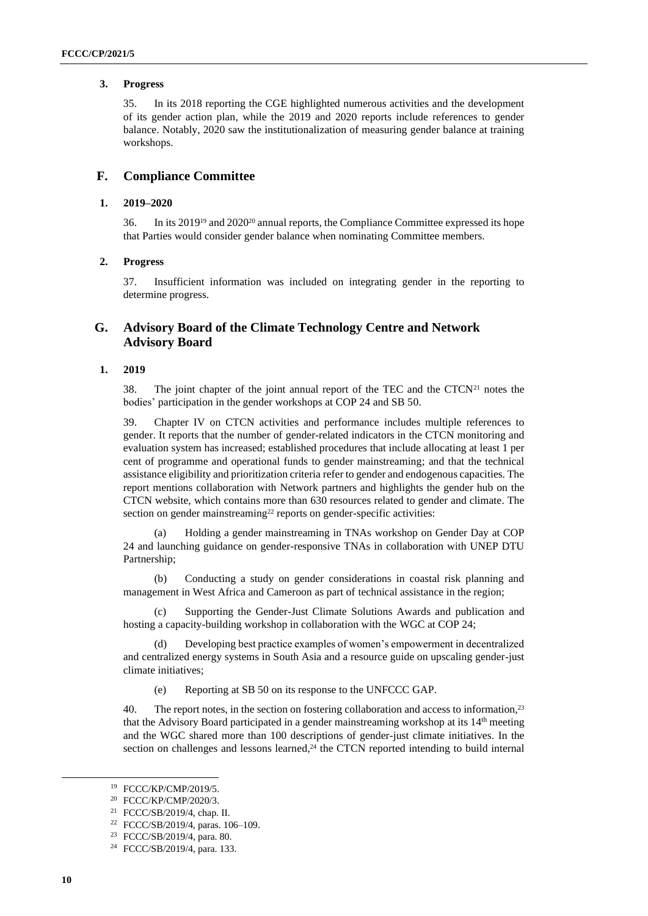### 3. Progress

35. In its 2018 reporting the CGE highlighted numerous activities and the development of its gender action plan, while the 2019 and 2020 reports include references to gender balance. Notably, 2020 saw the institutionalization of measuring gender balance at training workshops.

## F. Compliance Committee

### 1. 2019–2020

36. In its 2019[19] and 2020[20] annual reports, the Compliance Committee expressed its hope that Parties would consider gender balance when nominating Committee members.

### 2. Progress

37. Insufficient information was included on integrating gender in the reporting to determine progress.

## G. Advisory Board of the Climate Technology Centre and Network Advisory Board

### 1. 2019

38. The joint chapter of the joint annual report of the TEC and the CTCN[21] notes the bodies' participation in the gender workshops at COP 24 and SB 50.

39. Chapter IV on CTCN activities and performance includes multiple references to gender. It reports that the number of gender-related indicators in the CTCN monitoring and evaluation system has increased; established procedures that include allocating at least 1 per cent of programme and operational funds to gender mainstreaming; and that the technical assistance eligibility and prioritization criteria refer to gender and endogenous capacities. The report mentions collaboration with Network partners and highlights the gender hub on the CTCN website, which contains more than 630 resources related to gender and climate. The section on gender mainstreaming[22] reports on gender-specific activities:

(a) Holding a gender mainstreaming in TNAs workshop on Gender Day at COP 24 and launching guidance on gender-responsive TNAs in collaboration with UNEP DTU Partnership;

(b) Conducting a study on gender considerations in coastal risk planning and management in West Africa and Cameroon as part of technical assistance in the region;

(c) Supporting the Gender-Just Climate Solutions Awards and publication and hosting a capacity-building workshop in collaboration with the WGC at COP 24;

(d) Developing best practice examples of women's empowerment in decentralized and centralized energy systems in South Asia and a resource guide on upscaling gender-just climate initiatives;

(e) Reporting at SB 50 on its response to the UNFCCC GAP.

40. The report notes, in the section on fostering collaboration and access to information,[23] that the Advisory Board participated in a gender mainstreaming workshop at its 14th meeting and the WGC shared more than 100 descriptions of gender-just climate initiatives. In the section on challenges and lessons learned,[24] the CTCN reported intending to build internal

---

[19] FCCC/KP/CMP/2019/5.

[20] FCCC/KP/CMP/2020/3.

[21] FCCC/SB/2019/4, chap. II.

[22] FCCC/SB/2019/4, paras. 106–109.

[23] FCCC/SB/2019/4, para. 80.

[24] FCCC/SB/2019/4, para. 133.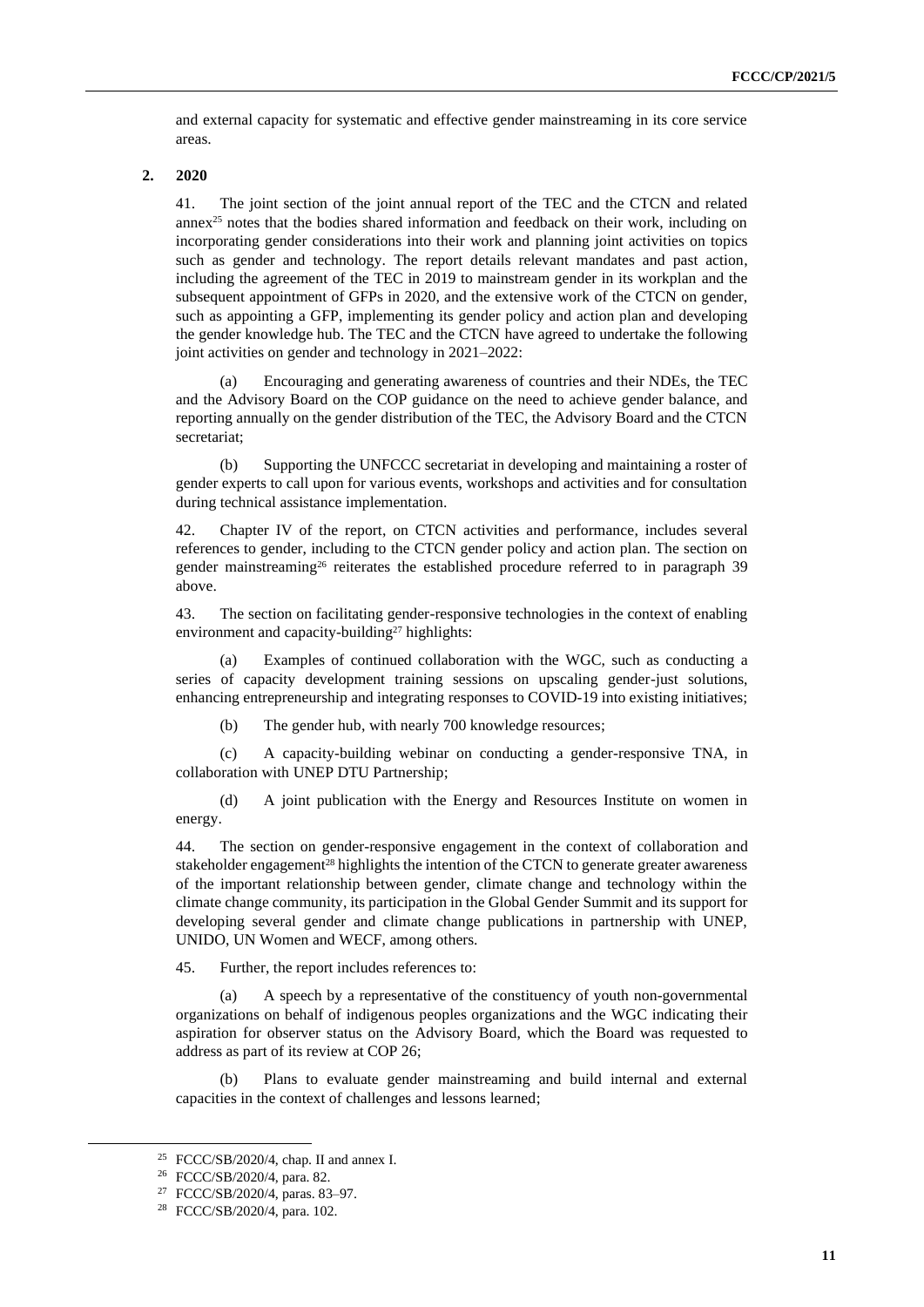and external capacity for systematic and effective gender mainstreaming in its core service areas.

**2. 2020**

41. The joint section of the joint annual report of the TEC and the CTCN and related annex[25] notes that the bodies shared information and feedback on their work, including on incorporating gender considerations into their work and planning joint activities on topics such as gender and technology. The report details relevant mandates and past action, including the agreement of the TEC in 2019 to mainstream gender in its workplan and the subsequent appointment of GFPs in 2020, and the extensive work of the CTCN on gender, such as appointing a GFP, implementing its gender policy and action plan and developing the gender knowledge hub. The TEC and the CTCN have agreed to undertake the following joint activities on gender and technology in 2021–2022:

(a) Encouraging and generating awareness of countries and their NDEs, the TEC and the Advisory Board on the COP guidance on the need to achieve gender balance, and reporting annually on the gender distribution of the TEC, the Advisory Board and the CTCN secretariat;

(b) Supporting the UNFCCC secretariat in developing and maintaining a roster of gender experts to call upon for various events, workshops and activities and for consultation during technical assistance implementation.

42. Chapter IV of the report, on CTCN activities and performance, includes several references to gender, including to the CTCN gender policy and action plan. The section on gender mainstreaming[26] reiterates the established procedure referred to in paragraph 39 above.

43. The section on facilitating gender-responsive technologies in the context of enabling environment and capacity-building[27] highlights:

(a) Examples of continued collaboration with the WGC, such as conducting a series of capacity development training sessions on upscaling gender-just solutions, enhancing entrepreneurship and integrating responses to COVID-19 into existing initiatives;

(b) The gender hub, with nearly 700 knowledge resources;

(c) A capacity-building webinar on conducting a gender-responsive TNA, in collaboration with UNEP DTU Partnership;

(d) A joint publication with the Energy and Resources Institute on women in energy.

44. The section on gender-responsive engagement in the context of collaboration and stakeholder engagement[28] highlights the intention of the CTCN to generate greater awareness of the important relationship between gender, climate change and technology within the climate change community, its participation in the Global Gender Summit and its support for developing several gender and climate change publications in partnership with UNEP, UNIDO, UN Women and WECF, among others.

45. Further, the report includes references to:

(a) A speech by a representative of the constituency of youth non-governmental organizations on behalf of indigenous peoples organizations and the WGC indicating their aspiration for observer status on the Advisory Board, which the Board was requested to address as part of its review at COP 26;

(b) Plans to evaluate gender mainstreaming and build internal and external capacities in the context of challenges and lessons learned;

---

[25] FCCC/SB/2020/4, chap. II and annex I.

[26] FCCC/SB/2020/4, para. 82.

[27] FCCC/SB/2020/4, paras. 83–97.

[28] FCCC/SB/2020/4, para. 102.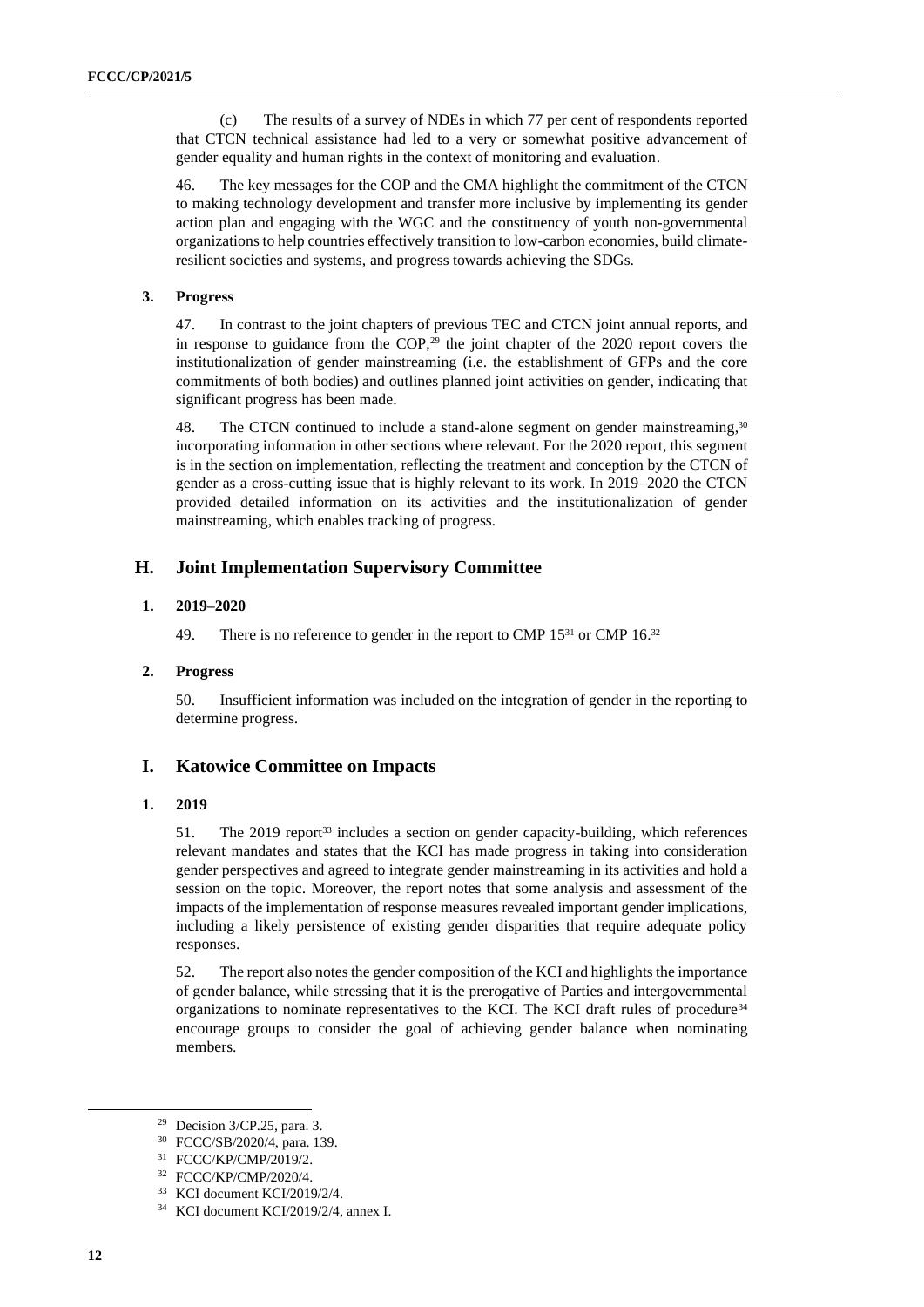(c) The results of a survey of NDEs in which 77 per cent of respondents reported that CTCN technical assistance had led to a very or somewhat positive advancement of gender equality and human rights in the context of monitoring and evaluation.

46. The key messages for the COP and the CMA highlight the commitment of the CTCN to making technology development and transfer more inclusive by implementing its gender action plan and engaging with the WGC and the constituency of youth non-governmental organizations to help countries effectively transition to low-carbon economies, build climate-resilient societies and systems, and progress towards achieving the SDGs.

### 3. Progress

47. In contrast to the joint chapters of previous TEC and CTCN joint annual reports, and in response to guidance from the COP,[29] the joint chapter of the 2020 report covers the institutionalization of gender mainstreaming (i.e. the establishment of GFPs and the core commitments of both bodies) and outlines planned joint activities on gender, indicating that significant progress has been made.

48. The CTCN continued to include a stand-alone segment on gender mainstreaming,[30] incorporating information in other sections where relevant. For the 2020 report, this segment is in the section on implementation, reflecting the treatment and conception by the CTCN of gender as a cross-cutting issue that is highly relevant to its work. In 2019–2020 the CTCN provided detailed information on its activities and the institutionalization of gender mainstreaming, which enables tracking of progress.

## H. Joint Implementation Supervisory Committee

### 1. 2019–2020

49. There is no reference to gender in the report to CMP 15[31] or CMP 16.[32]

### 2. Progress

50. Insufficient information was included on the integration of gender in the reporting to determine progress.

## I. Katowice Committee on Impacts

### 1. 2019

51. The 2019 report[33] includes a section on gender capacity-building, which references relevant mandates and states that the KCI has made progress in taking into consideration gender perspectives and agreed to integrate gender mainstreaming in its activities and hold a session on the topic. Moreover, the report notes that some analysis and assessment of the impacts of the implementation of response measures revealed important gender implications, including a likely persistence of existing gender disparities that require adequate policy responses.

52. The report also notes the gender composition of the KCI and highlights the importance of gender balance, while stressing that it is the prerogative of Parties and intergovernmental organizations to nominate representatives to the KCI. The KCI draft rules of procedure[34] encourage groups to consider the goal of achieving gender balance when nominating members.

---

[29] Decision 3/CP.25, para. 3.

[30] FCCC/SB/2020/4, para. 139.

[31] FCCC/KP/CMP/2019/2.

[32] FCCC/KP/CMP/2020/4.

[33] KCI document KCI/2019/2/4.

[34] KCI document KCI/2019/2/4, annex I.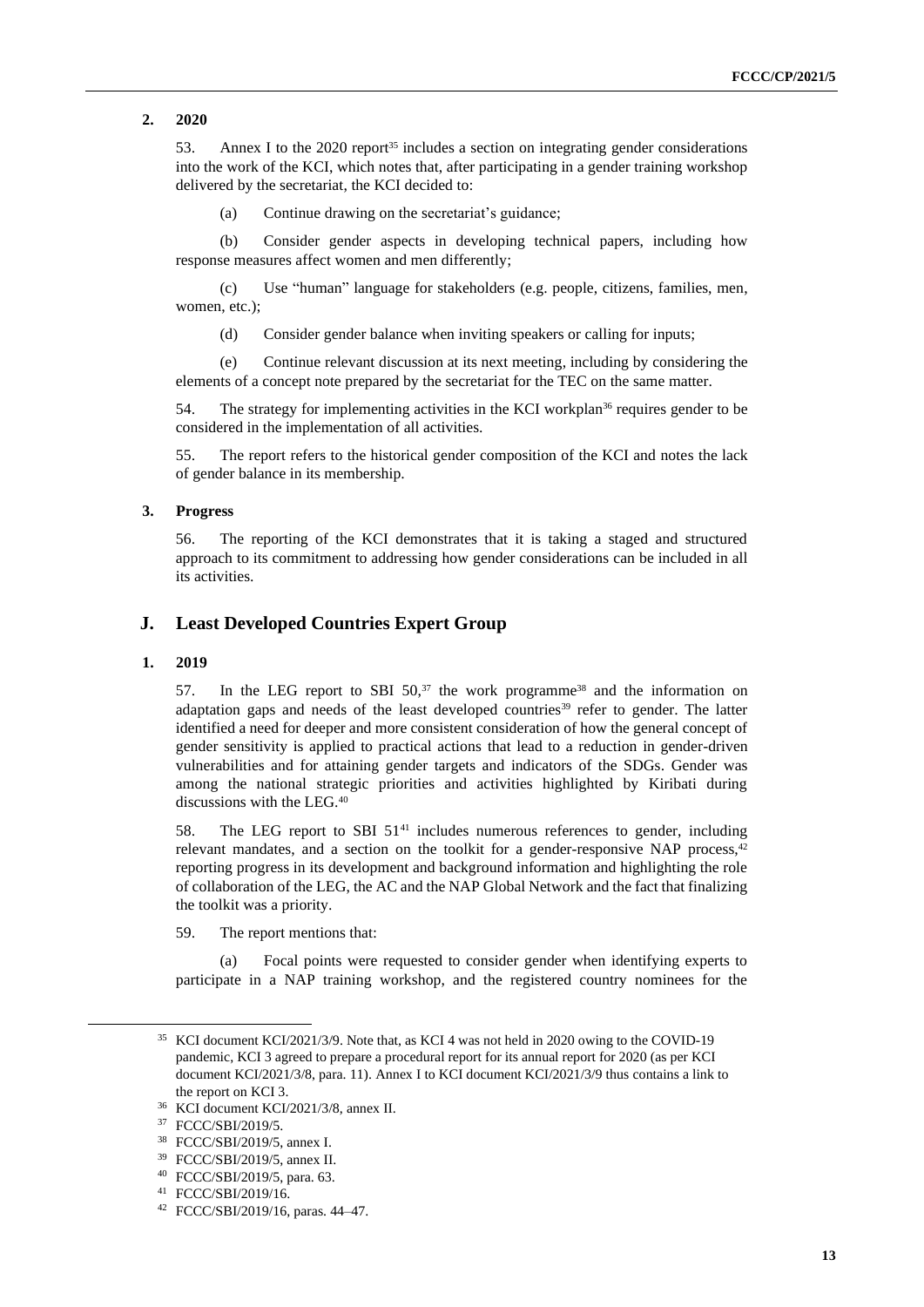### 2. 2020

53. Annex I to the 2020 report[35] includes a section on integrating gender considerations into the work of the KCI, which notes that, after participating in a gender training workshop delivered by the secretariat, the KCI decided to:

(a) Continue drawing on the secretariat's guidance;

(b) Consider gender aspects in developing technical papers, including how response measures affect women and men differently;

(c) Use "human" language for stakeholders (e.g. people, citizens, families, men, women, etc.);

(d) Consider gender balance when inviting speakers or calling for inputs;

(e) Continue relevant discussion at its next meeting, including by considering the elements of a concept note prepared by the secretariat for the TEC on the same matter.

54. The strategy for implementing activities in the KCI workplan[36] requires gender to be considered in the implementation of all activities.

55. The report refers to the historical gender composition of the KCI and notes the lack of gender balance in its membership.

### 3. Progress

56. The reporting of the KCI demonstrates that it is taking a staged and structured approach to its commitment to addressing how gender considerations can be included in all its activities.

## J. Least Developed Countries Expert Group

### 1. 2019

57. In the LEG report to SBI 50,[37] the work programme[38] and the information on adaptation gaps and needs of the least developed countries[39] refer to gender. The latter identified a need for deeper and more consistent consideration of how the general concept of gender sensitivity is applied to practical actions that lead to a reduction in gender-driven vulnerabilities and for attaining gender targets and indicators of the SDGs. Gender was among the national strategic priorities and activities highlighted by Kiribati during discussions with the LEG.[40]

58. The LEG report to SBI 51[41] includes numerous references to gender, including relevant mandates, and a section on the toolkit for a gender-responsive NAP process,[42] reporting progress in its development and background information and highlighting the role of collaboration of the LEG, the AC and the NAP Global Network and the fact that finalizing the toolkit was a priority.

59. The report mentions that:

(a) Focal points were requested to consider gender when identifying experts to participate in a NAP training workshop, and the registered country nominees for the

---

[35] KCI document KCI/2021/3/9. Note that, as KCI 4 was not held in 2020 owing to the COVID-19 pandemic, KCI 3 agreed to prepare a procedural report for its annual report for 2020 (as per KCI document KCI/2021/3/8, para. 11). Annex I to KCI document KCI/2021/3/9 thus contains a link to the report on KCI 3.

[36] KCI document KCI/2021/3/8, annex II.

[37] FCCC/SBI/2019/5.

[38] FCCC/SBI/2019/5, annex I.

[39] FCCC/SBI/2019/5, annex II.

[40] FCCC/SBI/2019/5, para. 63.

[41] FCCC/SBI/2019/16.

[42] FCCC/SBI/2019/16, paras. 44–47.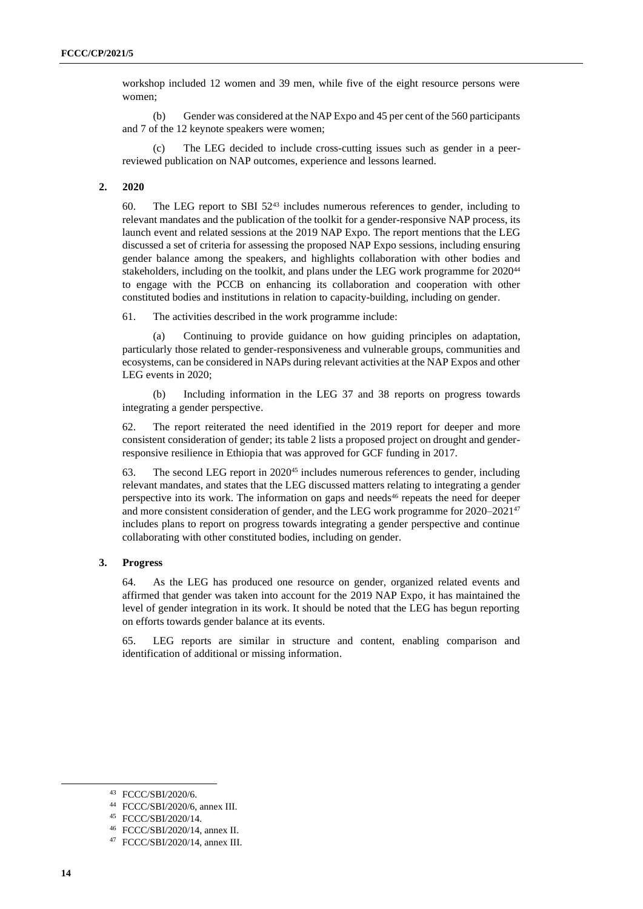workshop included 12 women and 39 men, while five of the eight resource persons were women;

(b) Gender was considered at the NAP Expo and 45 per cent of the 560 participants and 7 of the 12 keynote speakers were women;

(c) The LEG decided to include cross-cutting issues such as gender in a peer-reviewed publication on NAP outcomes, experience and lessons learned.

### 2. 2020

60. The LEG report to SBI 52[43] includes numerous references to gender, including to relevant mandates and the publication of the toolkit for a gender-responsive NAP process, its launch event and related sessions at the 2019 NAP Expo. The report mentions that the LEG discussed a set of criteria for assessing the proposed NAP Expo sessions, including ensuring gender balance among the speakers, and highlights collaboration with other bodies and stakeholders, including on the toolkit, and plans under the LEG work programme for 2020[44] to engage with the PCCB on enhancing its collaboration and cooperation with other constituted bodies and institutions in relation to capacity-building, including on gender.

61. The activities described in the work programme include:

(a) Continuing to provide guidance on how guiding principles on adaptation, particularly those related to gender-responsiveness and vulnerable groups, communities and ecosystems, can be considered in NAPs during relevant activities at the NAP Expos and other LEG events in 2020;

(b) Including information in the LEG 37 and 38 reports on progress towards integrating a gender perspective.

62. The report reiterated the need identified in the 2019 report for deeper and more consistent consideration of gender; its table 2 lists a proposed project on drought and gender-responsive resilience in Ethiopia that was approved for GCF funding in 2017.

63. The second LEG report in 2020[45] includes numerous references to gender, including relevant mandates, and states that the LEG discussed matters relating to integrating a gender perspective into its work. The information on gaps and needs[46] repeats the need for deeper and more consistent consideration of gender, and the LEG work programme for 2020–2021[47] includes plans to report on progress towards integrating a gender perspective and continue collaborating with other constituted bodies, including on gender.

### 3. Progress

64. As the LEG has produced one resource on gender, organized related events and affirmed that gender was taken into account for the 2019 NAP Expo, it has maintained the level of gender integration in its work. It should be noted that the LEG has begun reporting on efforts towards gender balance at its events.

65. LEG reports are similar in structure and content, enabling comparison and identification of additional or missing information.

---

[43] FCCC/SBI/2020/6.

[44] FCCC/SBI/2020/6, annex III.

[45] FCCC/SBI/2020/14.

[46] FCCC/SBI/2020/14, annex II.

[47] FCCC/SBI/2020/14, annex III.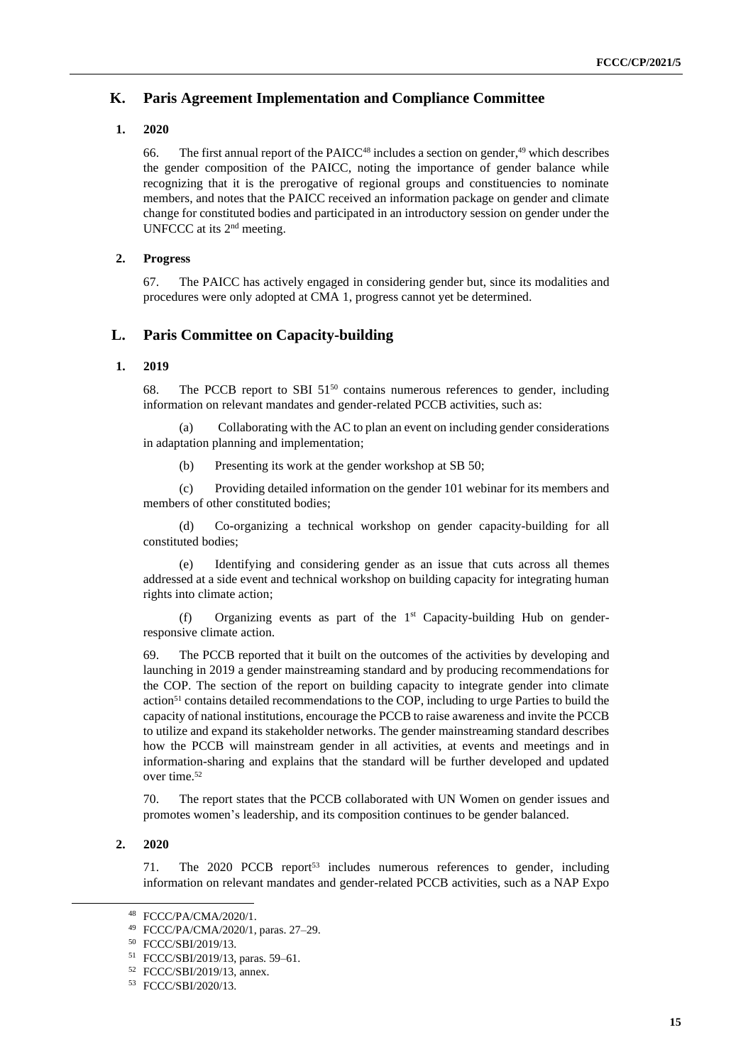## K. Paris Agreement Implementation and Compliance Committee

### 1. 2020

66. The first annual report of the PAICC[48] includes a section on gender,[49] which describes the gender composition of the PAICC, noting the importance of gender balance while recognizing that it is the prerogative of regional groups and constituencies to nominate members, and notes that the PAICC received an information package on gender and climate change for constituted bodies and participated in an introductory session on gender under the UNFCCC at its 2nd meeting.

### 2. Progress

67. The PAICC has actively engaged in considering gender but, since its modalities and procedures were only adopted at CMA 1, progress cannot yet be determined.

## L. Paris Committee on Capacity-building

### 1. 2019

68. The PCCB report to SBI 51[50] contains numerous references to gender, including information on relevant mandates and gender-related PCCB activities, such as:

(a) Collaborating with the AC to plan an event on including gender considerations in adaptation planning and implementation;

(b) Presenting its work at the gender workshop at SB 50;

(c) Providing detailed information on the gender 101 webinar for its members and members of other constituted bodies;

(d) Co-organizing a technical workshop on gender capacity-building for all constituted bodies;

(e) Identifying and considering gender as an issue that cuts across all themes addressed at a side event and technical workshop on building capacity for integrating human rights into climate action;

(f) Organizing events as part of the 1st Capacity-building Hub on gender-responsive climate action.

69. The PCCB reported that it built on the outcomes of the activities by developing and launching in 2019 a gender mainstreaming standard and by producing recommendations for the COP. The section of the report on building capacity to integrate gender into climate action[51] contains detailed recommendations to the COP, including to urge Parties to build the capacity of national institutions, encourage the PCCB to raise awareness and invite the PCCB to utilize and expand its stakeholder networks. The gender mainstreaming standard describes how the PCCB will mainstream gender in all activities, at events and meetings and in information-sharing and explains that the standard will be further developed and updated over time.[52]

70. The report states that the PCCB collaborated with UN Women on gender issues and promotes women's leadership, and its composition continues to be gender balanced.

### 2. 2020

71. The 2020 PCCB report[53] includes numerous references to gender, including information on relevant mandates and gender-related PCCB activities, such as a NAP Expo

---

[48] FCCC/PA/CMA/2020/1.

[49] FCCC/PA/CMA/2020/1, paras. 27–29.

[50] FCCC/SBI/2019/13.

[51] FCCC/SBI/2019/13, paras. 59–61.

[52] FCCC/SBI/2019/13, annex.

[53] FCCC/SBI/2020/13.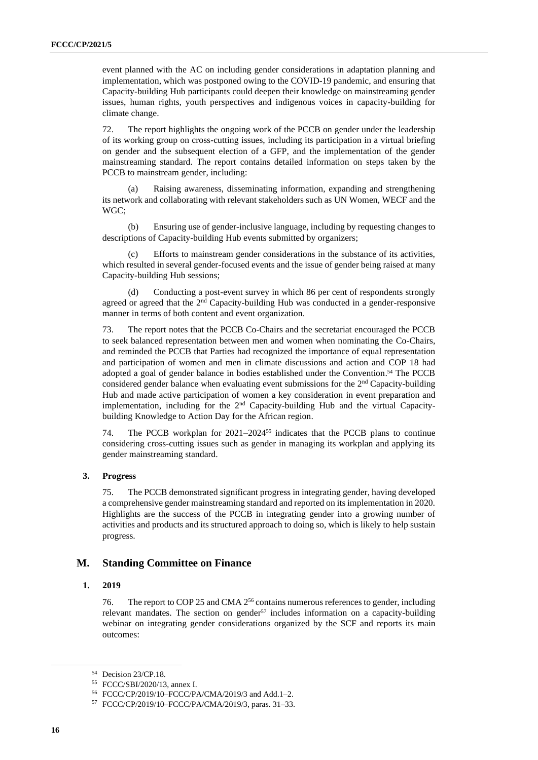event planned with the AC on including gender considerations in adaptation planning and implementation, which was postponed owing to the COVID-19 pandemic, and ensuring that Capacity-building Hub participants could deepen their knowledge on mainstreaming gender issues, human rights, youth perspectives and indigenous voices in capacity-building for climate change.

72. The report highlights the ongoing work of the PCCB on gender under the leadership of its working group on cross-cutting issues, including its participation in a virtual briefing on gender and the subsequent election of a GFP, and the implementation of the gender mainstreaming standard. The report contains detailed information on steps taken by the PCCB to mainstream gender, including:

(a) Raising awareness, disseminating information, expanding and strengthening its network and collaborating with relevant stakeholders such as UN Women, WECF and the WGC;

(b) Ensuring use of gender-inclusive language, including by requesting changes to descriptions of Capacity-building Hub events submitted by organizers;

(c) Efforts to mainstream gender considerations in the substance of its activities, which resulted in several gender-focused events and the issue of gender being raised at many Capacity-building Hub sessions;

(d) Conducting a post-event survey in which 86 per cent of respondents strongly agreed or agreed that the 2nd Capacity-building Hub was conducted in a gender-responsive manner in terms of both content and event organization.

73. The report notes that the PCCB Co-Chairs and the secretariat encouraged the PCCB to seek balanced representation between men and women when nominating the Co-Chairs, and reminded the PCCB that Parties had recognized the importance of equal representation and participation of women and men in climate discussions and action and COP 18 had adopted a goal of gender balance in bodies established under the Convention.[54] The PCCB considered gender balance when evaluating event submissions for the 2nd Capacity-building Hub and made active participation of women a key consideration in event preparation and implementation, including for the 2nd Capacity-building Hub and the virtual Capacity-building Knowledge to Action Day for the African region.

74. The PCCB workplan for 2021–2024[55] indicates that the PCCB plans to continue considering cross-cutting issues such as gender in managing its workplan and applying its gender mainstreaming standard.

### 3. Progress

75. The PCCB demonstrated significant progress in integrating gender, having developed a comprehensive gender mainstreaming standard and reported on its implementation in 2020. Highlights are the success of the PCCB in integrating gender into a growing number of activities and products and its structured approach to doing so, which is likely to help sustain progress.

## M. Standing Committee on Finance

### 1. 2019

76. The report to COP 25 and CMA 2[56] contains numerous references to gender, including relevant mandates. The section on gender[57] includes information on a capacity-building webinar on integrating gender considerations organized by the SCF and reports its main outcomes:

---

[54] Decision 23/CP.18.

[55] FCCC/SBI/2020/13, annex I.

[56] FCCC/CP/2019/10–FCCC/PA/CMA/2019/3 and Add.1–2.

[57] FCCC/CP/2019/10–FCCC/PA/CMA/2019/3, paras. 31–33.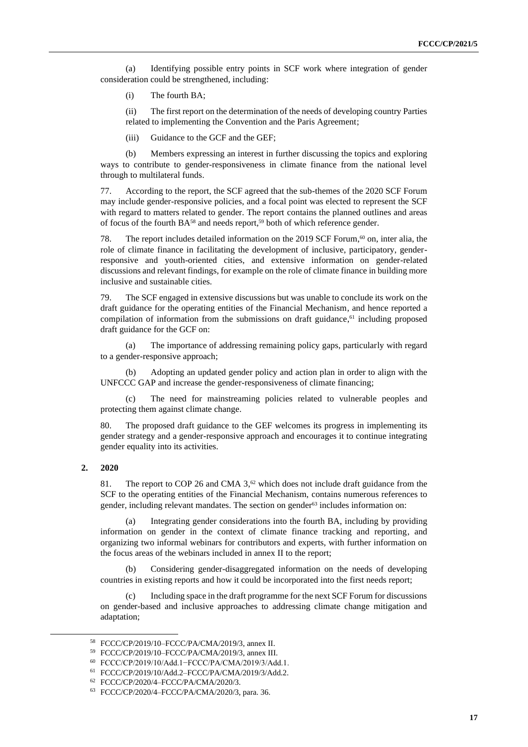(a) Identifying possible entry points in SCF work where integration of gender consideration could be strengthened, including:

(i) The fourth BA;

(ii) The first report on the determination of the needs of developing country Parties related to implementing the Convention and the Paris Agreement;

(iii) Guidance to the GCF and the GEF;

(b) Members expressing an interest in further discussing the topics and exploring ways to contribute to gender-responsiveness in climate finance from the national level through to multilateral funds.

77. According to the report, the SCF agreed that the sub-themes of the 2020 SCF Forum may include gender-responsive policies, and a focal point was elected to represent the SCF with regard to matters related to gender. The report contains the planned outlines and areas of focus of the fourth BA[58] and needs report,[59] both of which reference gender.

78. The report includes detailed information on the 2019 SCF Forum,[60] on, inter alia, the role of climate finance in facilitating the development of inclusive, participatory, gender-responsive and youth-oriented cities, and extensive information on gender-related discussions and relevant findings, for example on the role of climate finance in building more inclusive and sustainable cities.

79. The SCF engaged in extensive discussions but was unable to conclude its work on the draft guidance for the operating entities of the Financial Mechanism, and hence reported a compilation of information from the submissions on draft guidance,[61] including proposed draft guidance for the GCF on:

(a) The importance of addressing remaining policy gaps, particularly with regard to a gender-responsive approach;

(b) Adopting an updated gender policy and action plan in order to align with the UNFCCC GAP and increase the gender-responsiveness of climate financing;

(c) The need for mainstreaming policies related to vulnerable peoples and protecting them against climate change.

80. The proposed draft guidance to the GEF welcomes its progress in implementing its gender strategy and a gender-responsive approach and encourages it to continue integrating gender equality into its activities.

**2. 2020**

81. The report to COP 26 and CMA 3,[62] which does not include draft guidance from the SCF to the operating entities of the Financial Mechanism, contains numerous references to gender, including relevant mandates. The section on gender[63] includes information on:

(a) Integrating gender considerations into the fourth BA, including by providing information on gender in the context of climate finance tracking and reporting, and organizing two informal webinars for contributors and experts, with further information on the focus areas of the webinars included in annex II to the report;

(b) Considering gender-disaggregated information on the needs of developing countries in existing reports and how it could be incorporated into the first needs report;

(c) Including space in the draft programme for the next SCF Forum for discussions on gender-based and inclusive approaches to addressing climate change mitigation and adaptation;

---

[58] FCCC/CP/2019/10–FCCC/PA/CMA/2019/3, annex II.

[59] FCCC/CP/2019/10–FCCC/PA/CMA/2019/3, annex III.

[60] FCCC/CP/2019/10/Add.1−FCCC/PA/CMA/2019/3/Add.1.

[61] FCCC/CP/2019/10/Add.2–FCCC/PA/CMA/2019/3/Add.2.

[62] FCCC/CP/2020/4–FCCC/PA/CMA/2020/3.

[63] FCCC/CP/2020/4–FCCC/PA/CMA/2020/3, para. 36.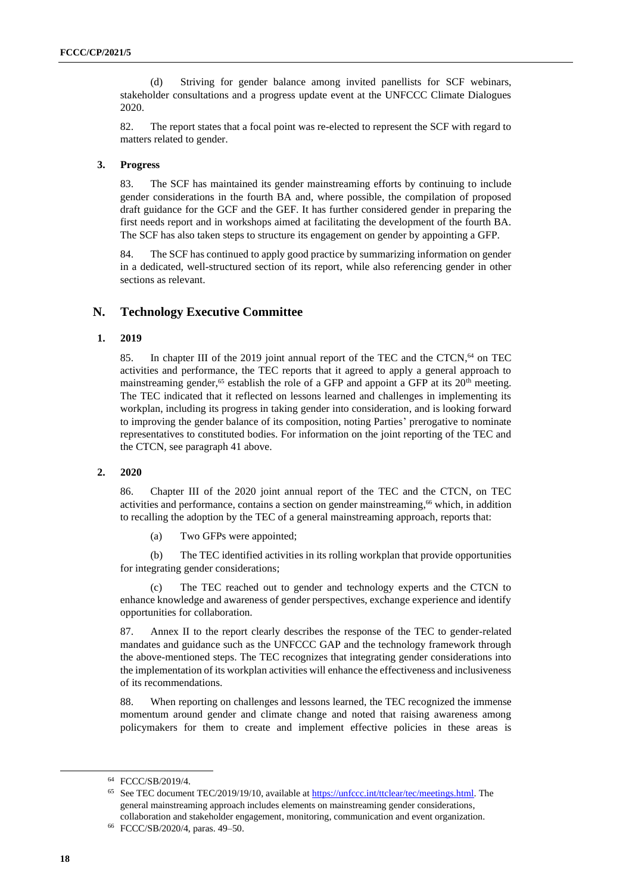(d) Striving for gender balance among invited panellists for SCF webinars, stakeholder consultations and a progress update event at the UNFCCC Climate Dialogues 2020.

82. The report states that a focal point was re-elected to represent the SCF with regard to matters related to gender.

### 3. Progress

83. The SCF has maintained its gender mainstreaming efforts by continuing to include gender considerations in the fourth BA and, where possible, the compilation of proposed draft guidance for the GCF and the GEF. It has further considered gender in preparing the first needs report and in workshops aimed at facilitating the development of the fourth BA. The SCF has also taken steps to structure its engagement on gender by appointing a GFP.

84. The SCF has continued to apply good practice by summarizing information on gender in a dedicated, well-structured section of its report, while also referencing gender in other sections as relevant.

## N. Technology Executive Committee

### 1. 2019

85. In chapter III of the 2019 joint annual report of the TEC and the CTCN,[64] on TEC activities and performance, the TEC reports that it agreed to apply a general approach to mainstreaming gender,[65] establish the role of a GFP and appoint a GFP at its 20th meeting. The TEC indicated that it reflected on lessons learned and challenges in implementing its workplan, including its progress in taking gender into consideration, and is looking forward to improving the gender balance of its composition, noting Parties' prerogative to nominate representatives to constituted bodies. For information on the joint reporting of the TEC and the CTCN, see paragraph 41 above.

### 2. 2020

86. Chapter III of the 2020 joint annual report of the TEC and the CTCN, on TEC activities and performance, contains a section on gender mainstreaming,[66] which, in addition to recalling the adoption by the TEC of a general mainstreaming approach, reports that:

(a) Two GFPs were appointed;

(b) The TEC identified activities in its rolling workplan that provide opportunities for integrating gender considerations;

(c) The TEC reached out to gender and technology experts and the CTCN to enhance knowledge and awareness of gender perspectives, exchange experience and identify opportunities for collaboration.

87. Annex II to the report clearly describes the response of the TEC to gender-related mandates and guidance such as the UNFCCC GAP and the technology framework through the above-mentioned steps. The TEC recognizes that integrating gender considerations into the implementation of its workplan activities will enhance the effectiveness and inclusiveness of its recommendations.

88. When reporting on challenges and lessons learned, the TEC recognized the immense momentum around gender and climate change and noted that raising awareness among policymakers for them to create and implement effective policies in these areas is

---

[64] FCCC/SB/2019/4.

[65] See TEC document TEC/2019/19/10, available at https://unfccc.int/ttclear/tec/meetings.html. The general mainstreaming approach includes elements on mainstreaming gender considerations, collaboration and stakeholder engagement, monitoring, communication and event organization.

[66] FCCC/SB/2020/4, paras. 49–50.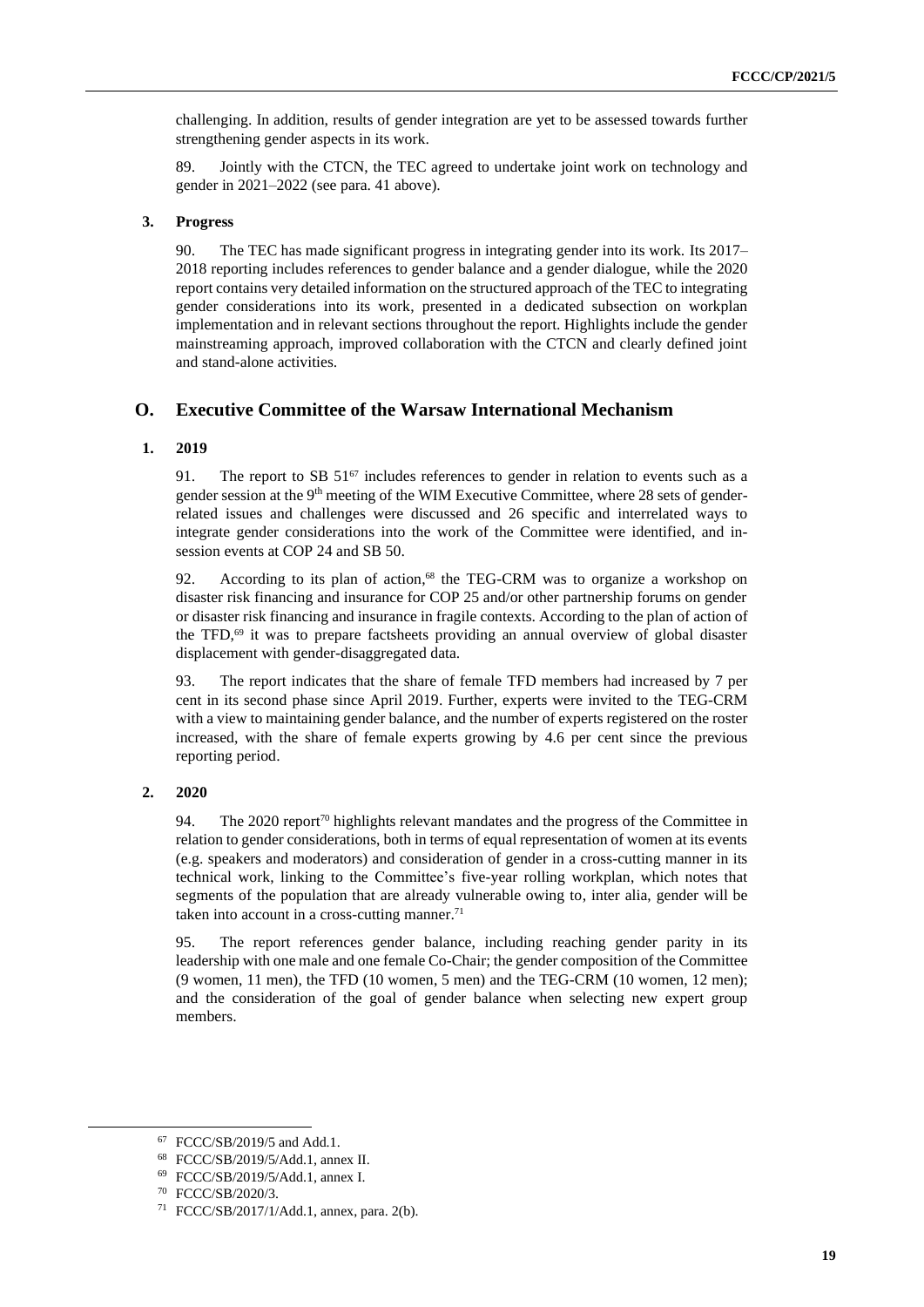challenging. In addition, results of gender integration are yet to be assessed towards further strengthening gender aspects in its work.

89. Jointly with the CTCN, the TEC agreed to undertake joint work on technology and gender in 2021–2022 (see para. 41 above).

### 3. Progress

90. The TEC has made significant progress in integrating gender into its work. Its 2017–2018 reporting includes references to gender balance and a gender dialogue, while the 2020 report contains very detailed information on the structured approach of the TEC to integrating gender considerations into its work, presented in a dedicated subsection on workplan implementation and in relevant sections throughout the report. Highlights include the gender mainstreaming approach, improved collaboration with the CTCN and clearly defined joint and stand-alone activities.

## O. Executive Committee of the Warsaw International Mechanism

### 1. 2019

91. The report to SB 51[67] includes references to gender in relation to events such as a gender session at the 9th meeting of the WIM Executive Committee, where 28 sets of gender-related issues and challenges were discussed and 26 specific and interrelated ways to integrate gender considerations into the work of the Committee were identified, and in-session events at COP 24 and SB 50.

92. According to its plan of action,[68] the TEG-CRM was to organize a workshop on disaster risk financing and insurance for COP 25 and/or other partnership forums on gender or disaster risk financing and insurance in fragile contexts. According to the plan of action of the TFD,[69] it was to prepare factsheets providing an annual overview of global disaster displacement with gender-disaggregated data.

93. The report indicates that the share of female TFD members had increased by 7 per cent in its second phase since April 2019. Further, experts were invited to the TEG-CRM with a view to maintaining gender balance, and the number of experts registered on the roster increased, with the share of female experts growing by 4.6 per cent since the previous reporting period.

### 2. 2020

94. The 2020 report[70] highlights relevant mandates and the progress of the Committee in relation to gender considerations, both in terms of equal representation of women at its events (e.g. speakers and moderators) and consideration of gender in a cross-cutting manner in its technical work, linking to the Committee's five-year rolling workplan, which notes that segments of the population that are already vulnerable owing to, inter alia, gender will be taken into account in a cross-cutting manner.[71]

95. The report references gender balance, including reaching gender parity in its leadership with one male and one female Co-Chair; the gender composition of the Committee (9 women, 11 men), the TFD (10 women, 5 men) and the TEG-CRM (10 women, 12 men); and the consideration of the goal of gender balance when selecting new expert group members.

---

[67] FCCC/SB/2019/5 and Add.1.

[68] FCCC/SB/2019/5/Add.1, annex II.

[69] FCCC/SB/2019/5/Add.1, annex I.

[70] FCCC/SB/2020/3.

[71] FCCC/SB/2017/1/Add.1, annex, para. 2(b).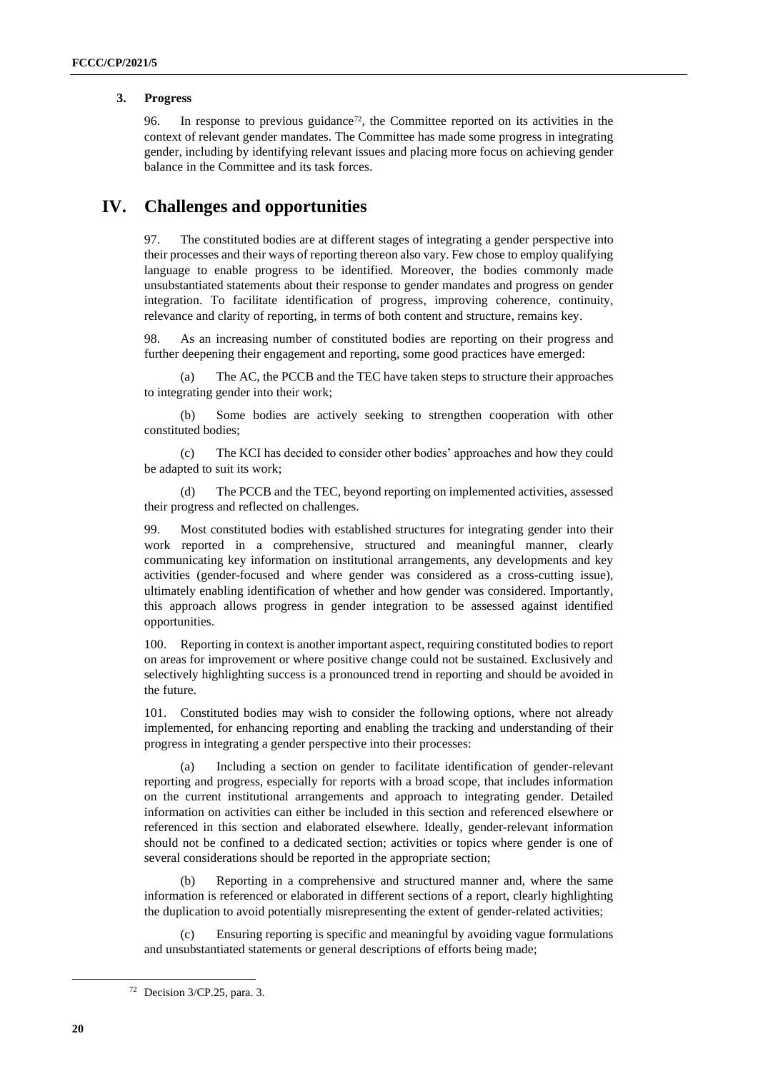### 3. Progress

96. In response to previous guidance[72], the Committee reported on its activities in the context of relevant gender mandates. The Committee has made some progress in integrating gender, including by identifying relevant issues and placing more focus on achieving gender balance in the Committee and its task forces.

## IV. Challenges and opportunities

97. The constituted bodies are at different stages of integrating a gender perspective into their processes and their ways of reporting thereon also vary. Few chose to employ qualifying language to enable progress to be identified. Moreover, the bodies commonly made unsubstantiated statements about their response to gender mandates and progress on gender integration. To facilitate identification of progress, improving coherence, continuity, relevance and clarity of reporting, in terms of both content and structure, remains key.

98. As an increasing number of constituted bodies are reporting on their progress and further deepening their engagement and reporting, some good practices have emerged:

(a) The AC, the PCCB and the TEC have taken steps to structure their approaches to integrating gender into their work;

(b) Some bodies are actively seeking to strengthen cooperation with other constituted bodies;

(c) The KCI has decided to consider other bodies' approaches and how they could be adapted to suit its work;

(d) The PCCB and the TEC, beyond reporting on implemented activities, assessed their progress and reflected on challenges.

99. Most constituted bodies with established structures for integrating gender into their work reported in a comprehensive, structured and meaningful manner, clearly communicating key information on institutional arrangements, any developments and key activities (gender-focused and where gender was considered as a cross-cutting issue), ultimately enabling identification of whether and how gender was considered. Importantly, this approach allows progress in gender integration to be assessed against identified opportunities.

100. Reporting in context is another important aspect, requiring constituted bodies to report on areas for improvement or where positive change could not be sustained. Exclusively and selectively highlighting success is a pronounced trend in reporting and should be avoided in the future.

101. Constituted bodies may wish to consider the following options, where not already implemented, for enhancing reporting and enabling the tracking and understanding of their progress in integrating a gender perspective into their processes:

(a) Including a section on gender to facilitate identification of gender-relevant reporting and progress, especially for reports with a broad scope, that includes information on the current institutional arrangements and approach to integrating gender. Detailed information on activities can either be included in this section and referenced elsewhere or referenced in this section and elaborated elsewhere. Ideally, gender-relevant information should not be confined to a dedicated section; activities or topics where gender is one of several considerations should be reported in the appropriate section;

(b) Reporting in a comprehensive and structured manner and, where the same information is referenced or elaborated in different sections of a report, clearly highlighting the duplication to avoid potentially misrepresenting the extent of gender-related activities;

(c) Ensuring reporting is specific and meaningful by avoiding vague formulations and unsubstantiated statements or general descriptions of efforts being made;

[72] Decision 3/CP.25, para. 3.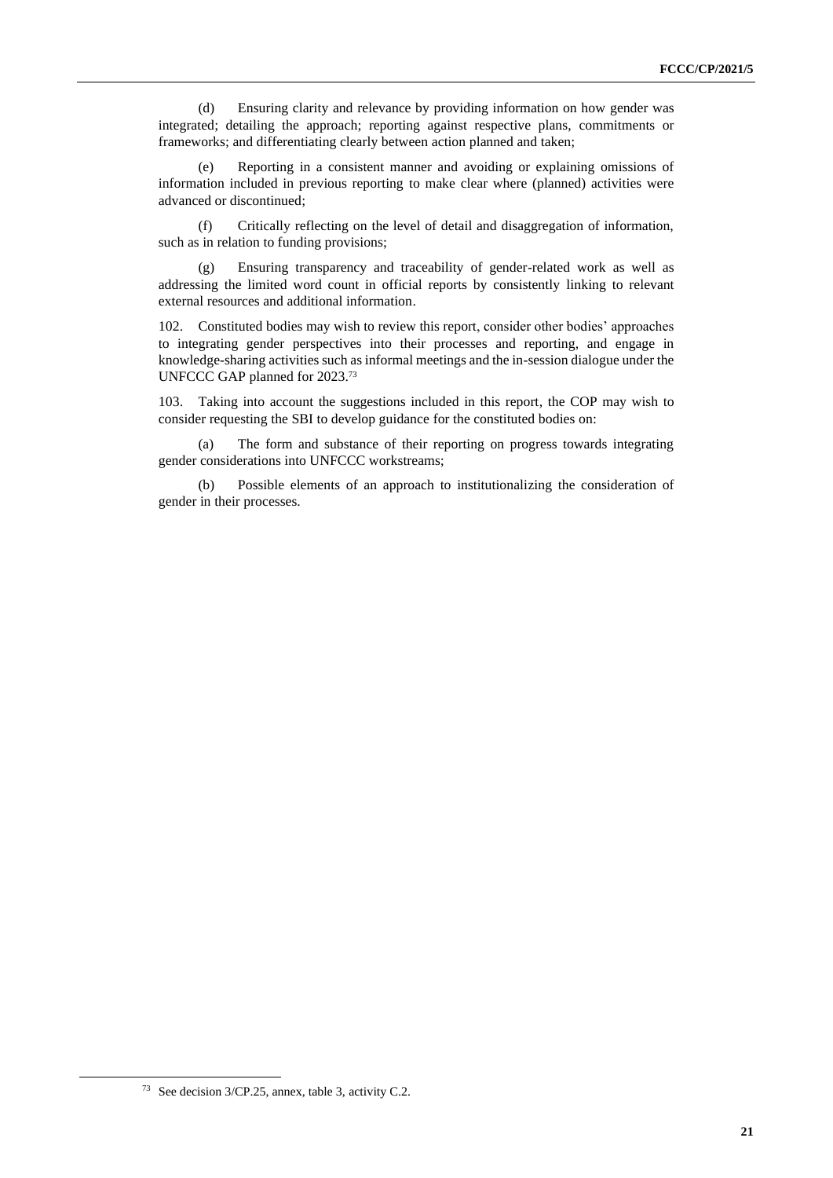(d) Ensuring clarity and relevance by providing information on how gender was integrated; detailing the approach; reporting against respective plans, commitments or frameworks; and differentiating clearly between action planned and taken;

(e) Reporting in a consistent manner and avoiding or explaining omissions of information included in previous reporting to make clear where (planned) activities were advanced or discontinued;

(f) Critically reflecting on the level of detail and disaggregation of information, such as in relation to funding provisions;

(g) Ensuring transparency and traceability of gender-related work as well as addressing the limited word count in official reports by consistently linking to relevant external resources and additional information.

102. Constituted bodies may wish to review this report, consider other bodies' approaches to integrating gender perspectives into their processes and reporting, and engage in knowledge-sharing activities such as informal meetings and the in-session dialogue under the UNFCCC GAP planned for 2023.[73]

103. Taking into account the suggestions included in this report, the COP may wish to consider requesting the SBI to develop guidance for the constituted bodies on:

(a) The form and substance of their reporting on progress towards integrating gender considerations into UNFCCC workstreams;

(b) Possible elements of an approach to institutionalizing the consideration of gender in their processes.

---

[73] See decision 3/CP.25, annex, table 3, activity C.2.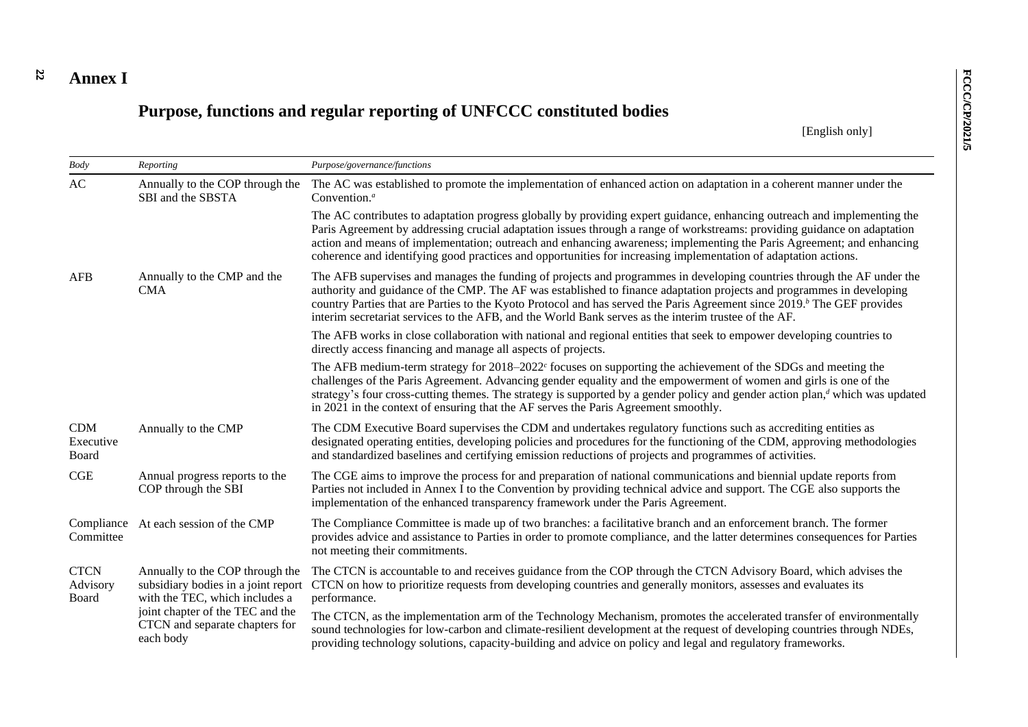# Annex I

## Purpose, functions and regular reporting of UNFCCC constituted bodies

[English only]

| *Body* | *Reporting* | *Purpose/governance/functions* |
|---|---|---|
| AC | Annually to the COP through the SBI and the SBSTA | The AC was established to promote the implementation of enhanced action on adaptation in a coherent manner under the Convention.[a] |
| | | The AC contributes to adaptation progress globally by providing expert guidance, enhancing outreach and implementing the Paris Agreement by addressing crucial adaptation issues through a range of workstreams: providing guidance on adaptation action and means of implementation; outreach and enhancing awareness; implementing the Paris Agreement; and enhancing coherence and identifying good practices and opportunities for increasing implementation of adaptation actions. |
| AFB | Annually to the CMP and the CMA | The AFB supervises and manages the funding of projects and programmes in developing countries through the AF under the authority and guidance of the CMP. The AF was established to finance adaptation projects and programmes in developing country Parties that are Parties to the Kyoto Protocol and has served the Paris Agreement since 2019.[b] The GEF provides interim secretariat services to the AFB, and the World Bank serves as the interim trustee of the AF. |
| | | The AFB works in close collaboration with national and regional entities that seek to empower developing countries to directly access financing and manage all aspects of projects. |
| | | The AFB medium-term strategy for 2018–2022[c] focuses on supporting the achievement of the SDGs and meeting the challenges of the Paris Agreement. Advancing gender equality and the empowerment of women and girls is one of the strategy's four cross-cutting themes. The strategy is supported by a gender policy and gender action plan,[d] which was updated in 2021 in the context of ensuring that the AF serves the Paris Agreement smoothly. |
| CDM Executive Board | Annually to the CMP | The CDM Executive Board supervises the CDM and undertakes regulatory functions such as accrediting entities as designated operating entities, developing policies and procedures for the functioning of the CDM, approving methodologies and standardized baselines and certifying emission reductions of projects and programmes of activities. |
| CGE | Annual progress reports to the COP through the SBI | The CGE aims to improve the process for and preparation of national communications and biennial update reports from Parties not included in Annex I to the Convention by providing technical advice and support. The CGE also supports the implementation of the enhanced transparency framework under the Paris Agreement. |
| Compliance Committee | At each session of the CMP | The Compliance Committee is made up of two branches: a facilitative branch and an enforcement branch. The former provides advice and assistance to Parties in order to promote compliance, and the latter determines consequences for Parties not meeting their commitments. |
| CTCN Advisory Board | Annually to the COP through the subsidiary bodies in a joint report with the TEC, which includes a joint chapter of the TEC and the CTCN and separate chapters for each body | The CTCN is accountable to and receives guidance from the COP through the CTCN Advisory Board, which advises the CTCN on how to prioritize requests from developing countries and generally monitors, assesses and evaluates its performance. |
| | | The CTCN, as the implementation arm of the Technology Mechanism, promotes the accelerated transfer of environmentally sound technologies for low-carbon and climate-resilient development at the request of developing countries through NDEs, providing technology solutions, capacity-building and advice on policy and legal and regulatory frameworks. |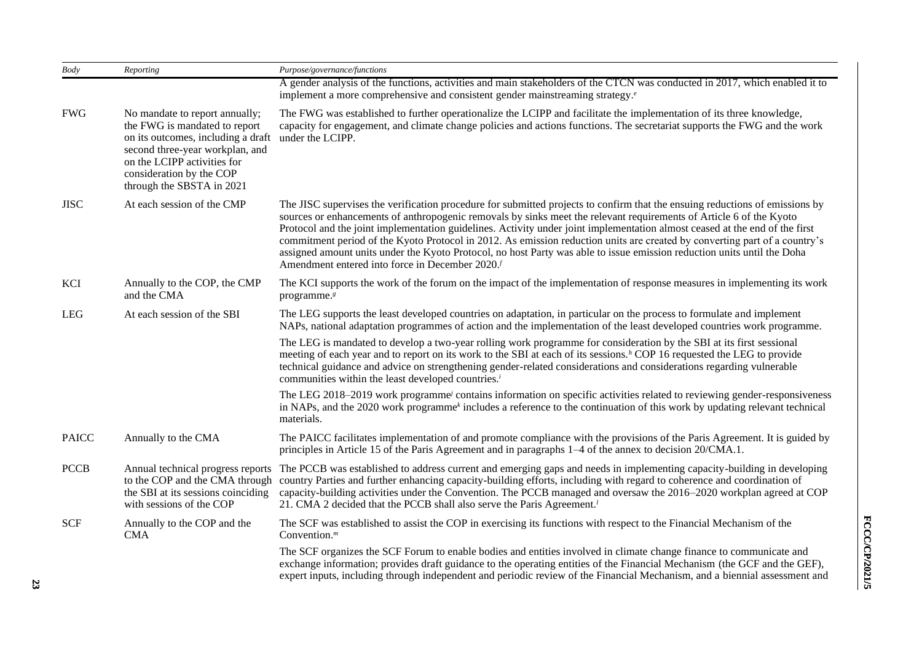| *Body* | *Reporting* | *Purpose/governance/functions* |
|---|---|---|
| | | A gender analysis of the functions, activities and main stakeholders of the CTCN was conducted in 2017, which enabled it to implement a more comprehensive and consistent gender mainstreaming strategy.[e] |
| FWG | No mandate to report annually; the FWG is mandated to report on its outcomes, including a draft second three-year workplan, and on the LCIPP activities for consideration by the COP through the SBSTA in 2021 | The FWG was established to further operationalize the LCIPP and facilitate the implementation of its three knowledge, capacity for engagement, and climate change policies and actions functions. The secretariat supports the FWG and the work under the LCIPP. |
| JISC | At each session of the CMP | The JISC supervises the verification procedure for submitted projects to confirm that the ensuing reductions of emissions by sources or enhancements of anthropogenic removals by sinks meet the relevant requirements of Article 6 of the Kyoto Protocol and the joint implementation guidelines. Activity under joint implementation almost ceased at the end of the first commitment period of the Kyoto Protocol in 2012. As emission reduction units are created by converting part of a country's assigned amount units under the Kyoto Protocol, no host Party was able to issue emission reduction units until the Doha Amendment entered into force in December 2020.[f] |
| KCI | Annually to the COP, the CMP and the CMA | The KCI supports the work of the forum on the impact of the implementation of response measures in implementing its work programme.[g] |
| LEG | At each session of the SBI | The LEG supports the least developed countries on adaptation, in particular on the process to formulate and implement NAPs, national adaptation programmes of action and the implementation of the least developed countries work programme.<br><br>The LEG is mandated to develop a two-year rolling work programme for consideration by the SBI at its first sessional meeting of each year and to report on its work to the SBI at each of its sessions.[h] COP 16 requested the LEG to provide technical guidance and advice on strengthening gender-related considerations and considerations regarding vulnerable communities within the least developed countries.[i]<br><br>The LEG 2018–2019 work programme[j] contains information on specific activities related to reviewing gender-responsiveness in NAPs, and the 2020 work programme[k] includes a reference to the continuation of this work by updating relevant technical materials. |
| PAICC | Annually to the CMA | The PAICC facilitates implementation of and promote compliance with the provisions of the Paris Agreement. It is guided by principles in Article 15 of the Paris Agreement and in paragraphs 1–4 of the annex to decision 20/CMA.1. |
| PCCB | Annual technical progress reports to the COP and the CMA through the SBI at its sessions coinciding with sessions of the COP | The PCCB was established to address current and emerging gaps and needs in implementing capacity-building in developing country Parties and further enhancing capacity-building efforts, including with regard to coherence and coordination of capacity-building activities under the Convention. The PCCB managed and oversaw the 2016–2020 workplan agreed at COP 21. CMA 2 decided that the PCCB shall also serve the Paris Agreement.[l] |
| SCF | Annually to the COP and the CMA | The SCF was established to assist the COP in exercising its functions with respect to the Financial Mechanism of the Convention.[m]<br><br>The SCF organizes the SCF Forum to enable bodies and entities involved in climate change finance to communicate and exchange information; provides draft guidance to the operating entities of the Financial Mechanism (the GCF and the GEF), expert inputs, including through independent and periodic review of the Financial Mechanism, and a biennial assessment and |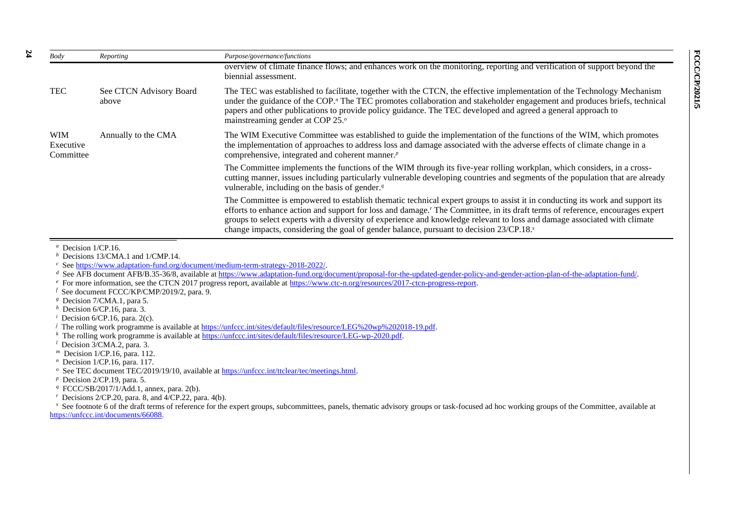| Body | Reporting | Purpose/governance/functions |
|---|---|---|
| | | overview of climate finance flows; and enhances work on the monitoring, reporting and verification of support beyond the biennial assessment. |
| TEC | See CTCN Advisory Board above | The TEC was established to facilitate, together with the CTCN, the effective implementation of the Technology Mechanism under the guidance of the COP.[n] The TEC promotes collaboration and stakeholder engagement and produces briefs, technical papers and other publications to provide policy guidance. The TEC developed and agreed a general approach to mainstreaming gender at COP 25.[o] |
| WIM Executive Committee | Annually to the CMA | The WIM Executive Committee was established to guide the implementation of the functions of the WIM, which promotes the implementation of approaches to address loss and damage associated with the adverse effects of climate change in a comprehensive, integrated and coherent manner.[p] |
| | | The Committee implements the functions of the WIM through its five-year rolling workplan, which considers, in a cross-cutting manner, issues including particularly vulnerable developing countries and segments of the population that are already vulnerable, including on the basis of gender.[q] |
| | | The Committee is empowered to establish thematic technical expert groups to assist it in conducting its work and support its efforts to enhance action and support for loss and damage.[r] The Committee, in its draft terms of reference, encourages expert groups to select experts with a diversity of experience and knowledge relevant to loss and damage associated with climate change impacts, considering the goal of gender balance, pursuant to decision 23/CP.18.[s] |

[a] Decision 1/CP.16.
[b] Decisions 13/CMA.1 and 1/CMP.14.
[c] See https://www.adaptation-fund.org/document/medium-term-strategy-2018-2022/.
[d] See AFB document AFB/B.35-36/8, available at https://www.adaptation-fund.org/document/proposal-for-the-updated-gender-policy-and-gender-action-plan-of-the-adaptation-fund/.
[e] For more information, see the CTCN 2017 progress report, available at https://www.ctc-n.org/resources/2017-ctcn-progress-report.
[f] See document FCCC/KP/CMP/2019/2, para. 9.
[g] Decision 7/CMA.1, para 5.
[h] Decision 6/CP.16, para. 3.
[i] Decision 6/CP.16, para. 2(c).
[j] The rolling work programme is available at https://unfccc.int/sites/default/files/resource/LEG%20wp%202018-19.pdf.
[k] The rolling work programme is available at https://unfccc.int/sites/default/files/resource/LEG-wp-2020.pdf.
[l] Decision 3/CMA.2, para. 3.
[m] Decision 1/CP.16, para. 112.
[n] Decision 1/CP.16, para. 117.
[o] See TEC document TEC/2019/19/10, available at https://unfccc.int/ttclear/tec/meetings.html.
[p] Decision 2/CP.19, para. 5.
[q] FCCC/SB/2017/1/Add.1, annex, para. 2(b).
[r] Decisions 2/CP.20, para. 8, and 4/CP.22, para. 4(b).
[s] See footnote 6 of the draft terms of reference for the expert groups, subcommittees, panels, thematic advisory groups or task-focused ad hoc working groups of the Committee, available at https://unfccc.int/documents/66088.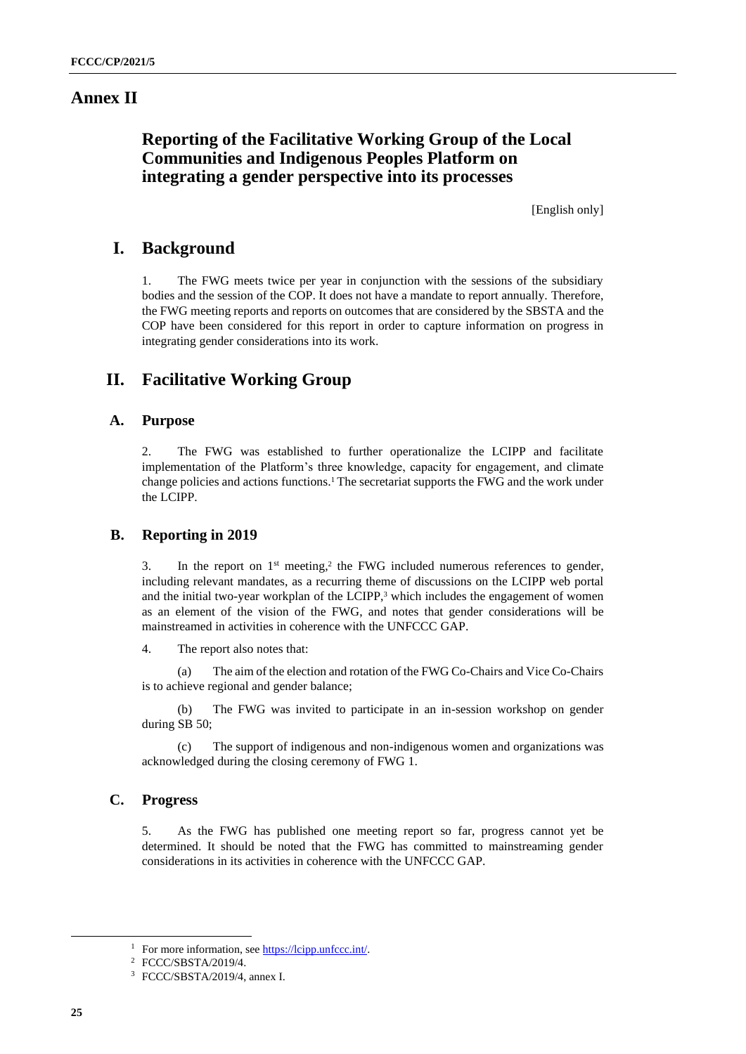# Annex II

## Reporting of the Facilitative Working Group of the Local Communities and Indigenous Peoples Platform on integrating a gender perspective into its processes

[English only]

## I. Background

1. The FWG meets twice per year in conjunction with the sessions of the subsidiary bodies and the session of the COP. It does not have a mandate to report annually. Therefore, the FWG meeting reports and reports on outcomes that are considered by the SBSTA and the COP have been considered for this report in order to capture information on progress in integrating gender considerations into its work.

## II. Facilitative Working Group

### A. Purpose

2. The FWG was established to further operationalize the LCIPP and facilitate implementation of the Platform's three knowledge, capacity for engagement, and climate change policies and actions functions.[1] The secretariat supports the FWG and the work under the LCIPP.

### B. Reporting in 2019

3. In the report on 1st meeting,[2] the FWG included numerous references to gender, including relevant mandates, as a recurring theme of discussions on the LCIPP web portal and the initial two-year workplan of the LCIPP,[3] which includes the engagement of women as an element of the vision of the FWG, and notes that gender considerations will be mainstreamed in activities in coherence with the UNFCCC GAP.

4. The report also notes that:

(a) The aim of the election and rotation of the FWG Co-Chairs and Vice Co-Chairs is to achieve regional and gender balance;

(b) The FWG was invited to participate in an in-session workshop on gender during SB 50;

(c) The support of indigenous and non-indigenous women and organizations was acknowledged during the closing ceremony of FWG 1.

### C. Progress

5. As the FWG has published one meeting report so far, progress cannot yet be determined. It should be noted that the FWG has committed to mainstreaming gender considerations in its activities in coherence with the UNFCCC GAP.

---

[1] For more information, see https://lcipp.unfccc.int/.

[2] FCCC/SBSTA/2019/4.

[3] FCCC/SBSTA/2019/4, annex I.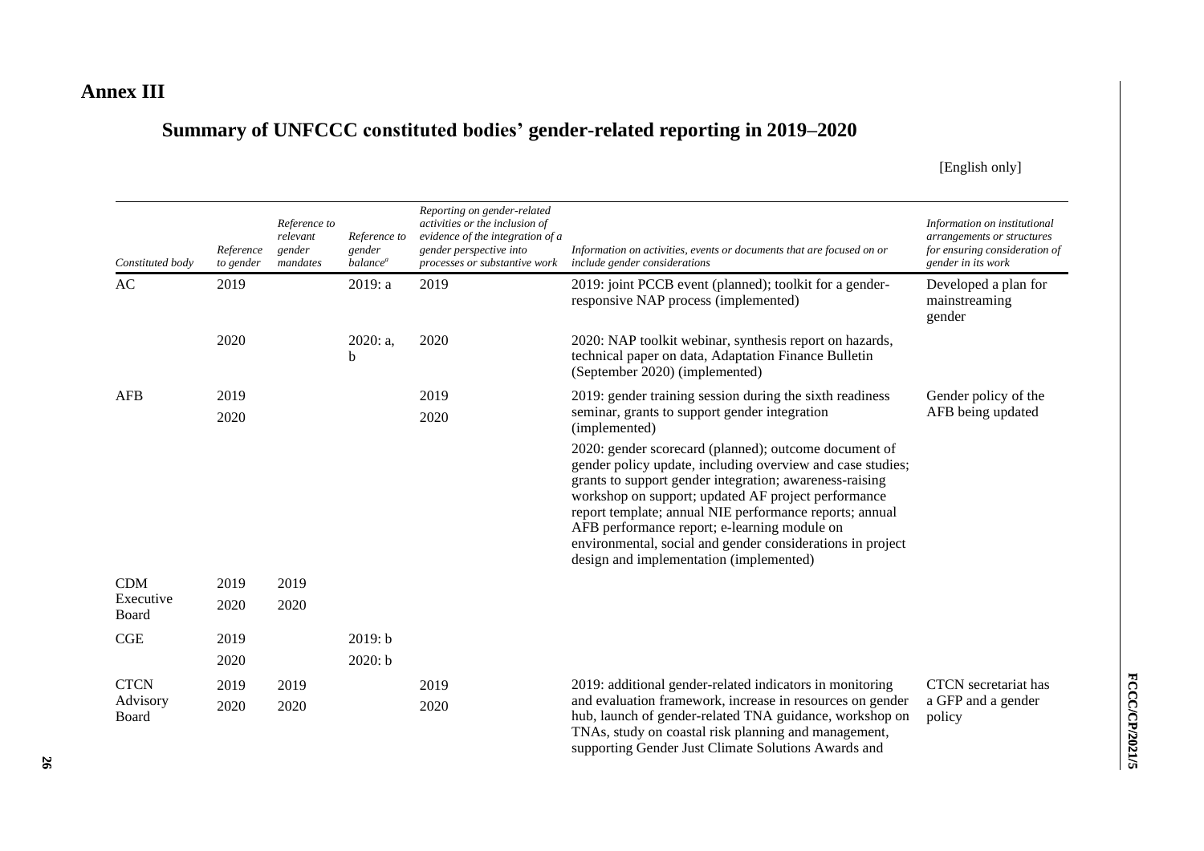# Annex III

## Summary of UNFCCC constituted bodies' gender-related reporting in 2019–2020

[English only]

| *Constituted body* | *Reference to gender* | *Reference to relevant gender mandates* | *Reference to gender balance*[a] | *Reporting on gender-related activities or the inclusion of evidence of the integration of a gender perspective into processes or substantive work* | *Information on activities, events or documents that are focused on or include gender considerations* | *Information on institutional arrangements or structures for ensuring consideration of gender in its work* |
|---|---|---|---|---|---|---|
| AC | 2019 | | 2019: a | 2019 | 2019: joint PCCB event (planned); toolkit for a gender-responsive NAP process (implemented) | Developed a plan for mainstreaming gender |
| | 2020 | | 2020: a, b | 2020 | 2020: NAP toolkit webinar, synthesis report on hazards, technical paper on data, Adaptation Finance Bulletin (September 2020) (implemented) | |
| AFB | 2019<br>2020 | | | 2019<br>2020 | 2019: gender training session during the sixth readiness seminar, grants to support gender integration (implemented)<br>2020: gender scorecard (planned); outcome document of gender policy update, including overview and case studies; grants to support gender integration; awareness-raising workshop on support; updated AF project performance report template; annual NIE performance reports; annual AFB performance report; e-learning module on environmental, social and gender considerations in project design and implementation (implemented) | Gender policy of the AFB being updated |
| CDM Executive Board | 2019<br>2020 | 2019<br>2020 | | | | |
| CGE | 2019<br>2020 | | 2019: b<br>2020: b | | | |
| CTCN Advisory Board | 2019<br>2020 | 2019<br>2020 | | 2019<br>2020 | 2019: additional gender-related indicators in monitoring and evaluation framework, increase in resources on gender hub, launch of gender-related TNA guidance, workshop on TNAs, study on coastal risk planning and management, supporting Gender Just Climate Solutions Awards and | CTCN secretariat has a GFP and a gender policy |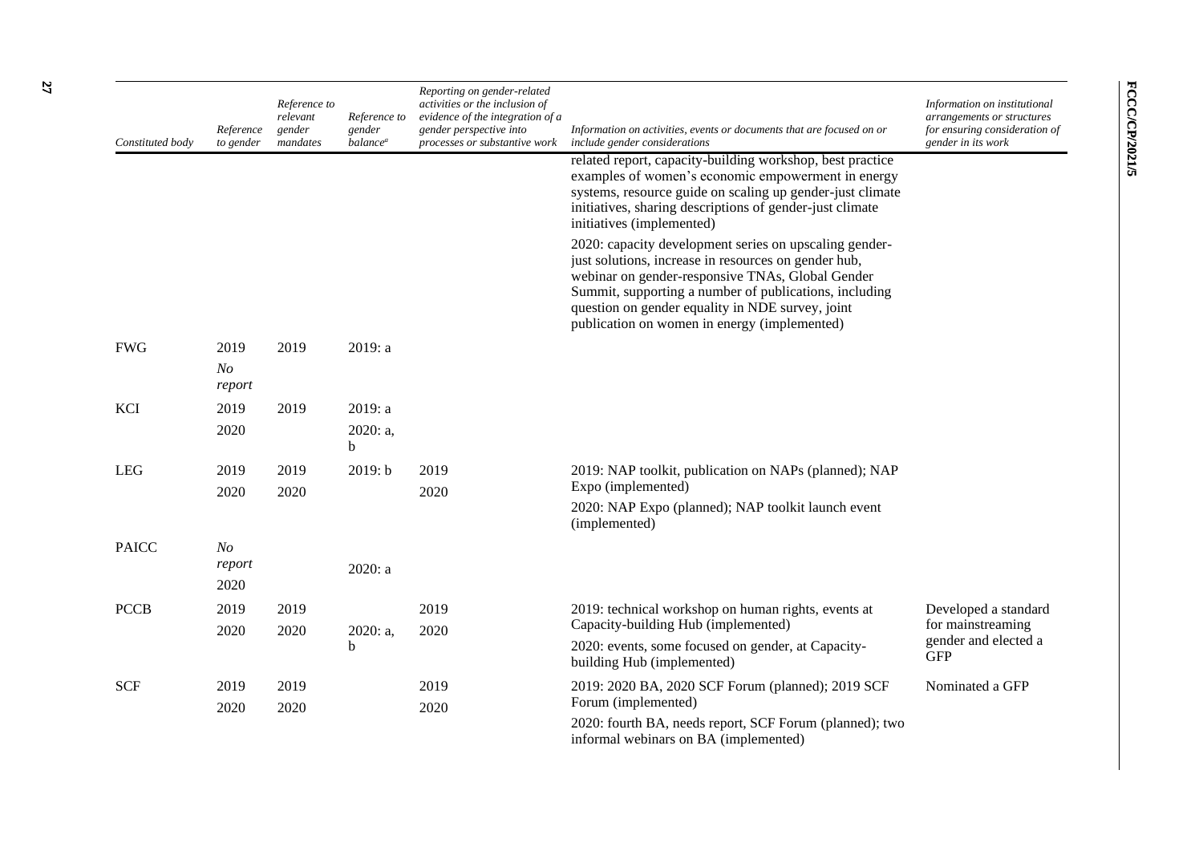| Constituted body | Reference to gender | Reference to relevant gender mandates | Reference to gender balance[a] | Reporting on gender-related activities or the inclusion of evidence of the integration of a gender perspective into processes or substantive work | Information on activities, events or documents that are focused on or include gender considerations | Information on institutional arrangements or structures for ensuring consideration of gender in its work |
|---|---|---|---|---|---|---|
| | | | | | related report, capacity-building workshop, best practice examples of women's economic empowerment in energy systems, resource guide on scaling up gender-just climate initiatives, sharing descriptions of gender-just climate initiatives (implemented)<br><br>2020: capacity development series on upscaling gender-just solutions, increase in resources on gender hub, webinar on gender-responsive TNAs, Global Gender Summit, supporting a number of publications, including question on gender equality in NDE survey, joint publication on women in energy (implemented) | |
| FWG | 2019<br>*No report* | 2019 | 2019: a | | | |
| KCI | 2019<br>2020 | 2019 | 2019: a<br>2020: a, b | | | |
| LEG | 2019<br>2020 | 2019<br>2020 | 2019: b | 2019<br>2020 | 2019: NAP toolkit, publication on NAPs (planned); NAP Expo (implemented)<br><br>2020: NAP Expo (planned); NAP toolkit launch event (implemented) | |
| PAICC | *No report*<br>2020 | | 2020: a | | | |
| PCCB | 2019<br>2020 | 2019<br>2020 | 2020: a, b | 2019<br>2020 | 2019: technical workshop on human rights, events at Capacity-building Hub (implemented)<br><br>2020: events, some focused on gender, at Capacity-building Hub (implemented) | Developed a standard for mainstreaming gender and elected a GFP |
| SCF | 2019<br>2020 | 2019<br>2020 | | 2019<br>2020 | 2019: 2020 BA, 2020 SCF Forum (planned); 2019 SCF Forum (implemented)<br><br>2020: fourth BA, needs report, SCF Forum (planned); two informal webinars on BA (implemented) | Nominated a GFP |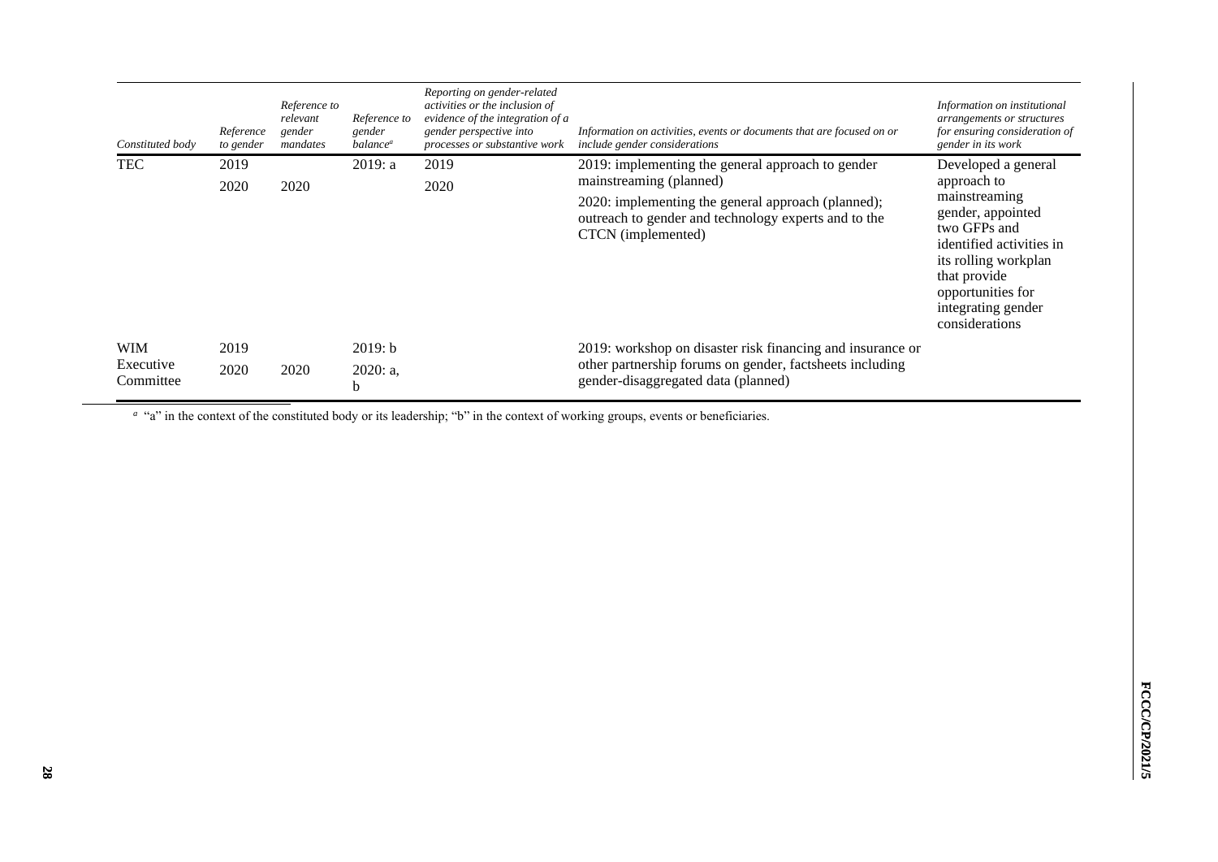| *Constituted body* | *Reference to gender* | *Reference to relevant gender mandates* | *Reference to gender balance*[a] | *Reporting on gender-related activities or the inclusion of evidence of the integration of a gender perspective into processes or substantive work* | *Information on activities, events or documents that are focused on or include gender considerations* | *Information on institutional arrangements or structures for ensuring consideration of gender in its work* |
|---|---|---|---|---|---|---|
| TEC | 2019 | | 2019: a | 2019 | 2019: implementing the general approach to gender mainstreaming (planned) | Developed a general approach to mainstreaming gender, appointed two GFPs and identified activities in its rolling workplan that provide opportunities for integrating gender considerations |
| | 2020 | 2020 | | 2020 | 2020: implementing the general approach (planned); outreach to gender and technology experts and to the CTCN (implemented) | |
| WIM Executive Committee | 2019 | | 2019: b | | 2019: workshop on disaster risk financing and insurance or other partnership forums on gender, factsheets including gender-disaggregated data (planned) | |
| | 2020 | 2020 | 2020: a, b | | | |

[a] "a" in the context of the constituted body or its leadership; "b" in the context of working groups, events or beneficiaries.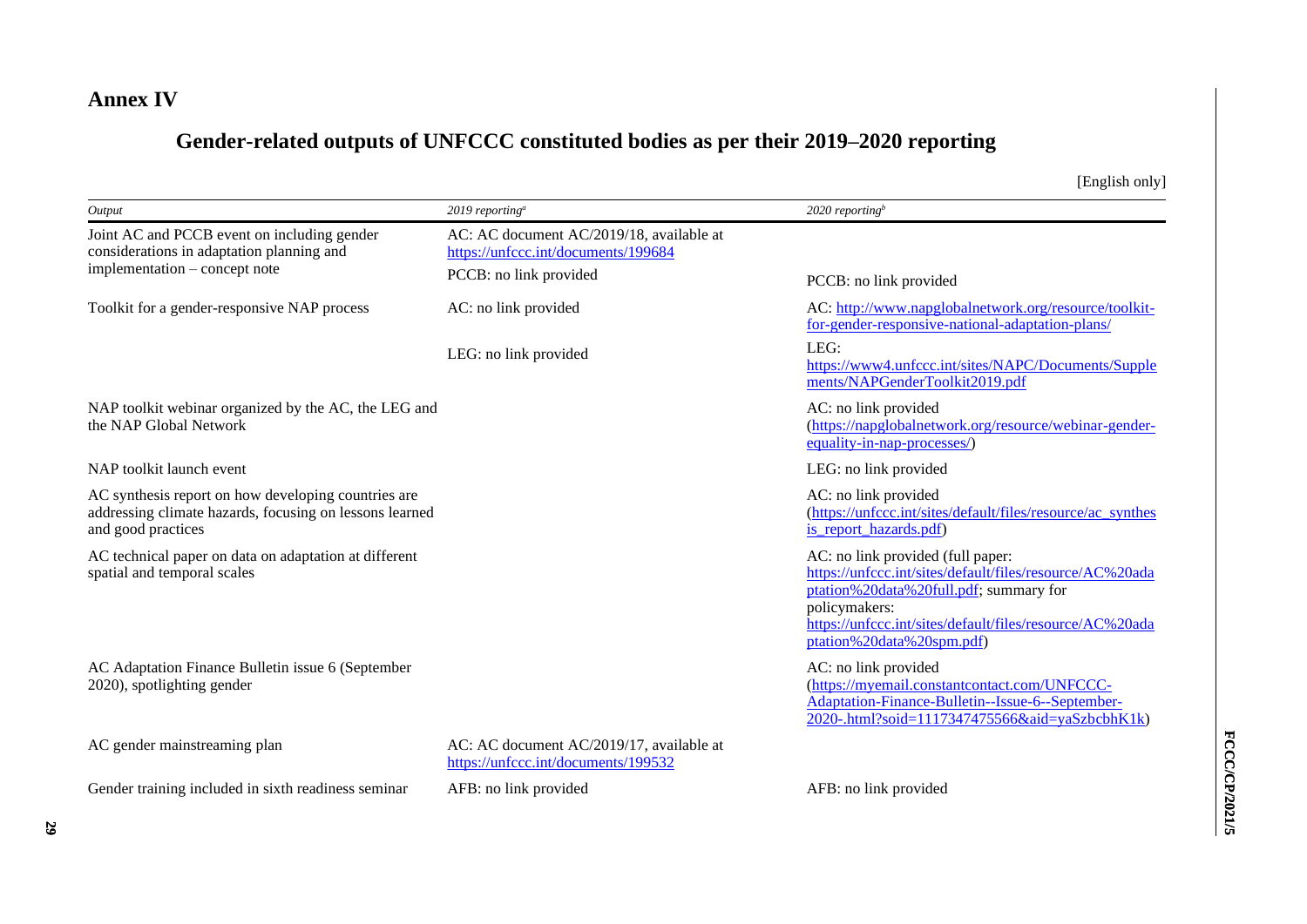# Annex IV

## Gender-related outputs of UNFCCC constituted bodies as per their 2019–2020 reporting

[English only]

| *Output* | *2019 reporting*[a] | *2020 reporting*[b] |
|---|---|---|
| Joint AC and PCCB event on including gender considerations in adaptation planning and implementation – concept note | AC: AC document AC/2019/18, available at https://unfccc.int/documents/199684 | |
| | PCCB: no link provided | PCCB: no link provided |
| Toolkit for a gender-responsive NAP process | AC: no link provided | AC: http://www.napglobalnetwork.org/resource/toolkit-for-gender-responsive-national-adaptation-plans/ |
| | LEG: no link provided | LEG: https://www4.unfccc.int/sites/NAPC/Documents/Supplements/NAPGenderToolkit2019.pdf |
| NAP toolkit webinar organized by the AC, the LEG and the NAP Global Network | | AC: no link provided (https://napglobalnetwork.org/resource/webinar-gender-equality-in-nap-processes/) |
| NAP toolkit launch event | | LEG: no link provided |
| AC synthesis report on how developing countries are addressing climate hazards, focusing on lessons learned and good practices | | AC: no link provided (https://unfccc.int/sites/default/files/resource/ac_synthesis_report_hazards.pdf) |
| AC technical paper on data on adaptation at different spatial and temporal scales | | AC: no link provided (full paper: https://unfccc.int/sites/default/files/resource/AC%20adaptation%20data%20full.pdf; summary for policymakers: https://unfccc.int/sites/default/files/resource/AC%20adaptation%20data%20spm.pdf) |
| AC Adaptation Finance Bulletin issue 6 (September 2020), spotlighting gender | | AC: no link provided (https://myemail.constantcontact.com/UNFCCC-Adaptation-Finance-Bulletin--Issue-6--September-2020-.html?soid=1117347475566&aid=yaSzbcbhK1k) |
| AC gender mainstreaming plan | AC: AC document AC/2019/17, available at https://unfccc.int/documents/199532 | |
| Gender training included in sixth readiness seminar | AFB: no link provided | AFB: no link provided |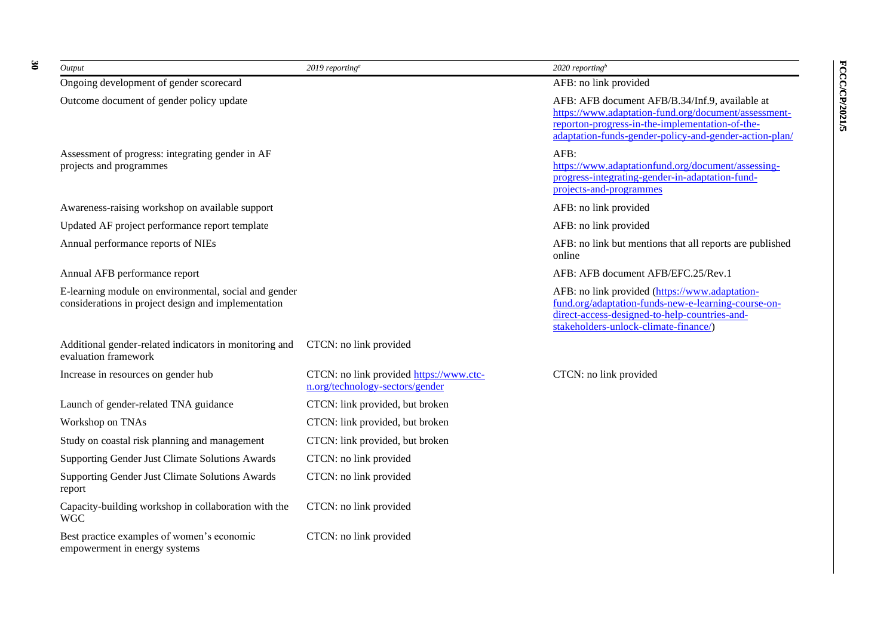| *Output* | *2019 reporting*[a] | *2020 reporting*[b] |
|---|---|---|
| Ongoing development of gender scorecard | | AFB: no link provided |
| Outcome document of gender policy update | | AFB: AFB document AFB/B.34/Inf.9, available at https://www.adaptation-fund.org/document/assessment-reporton-progress-in-the-implementation-of-the-adaptation-funds-gender-policy-and-gender-action-plan/ |
| Assessment of progress: integrating gender in AF projects and programmes | | AFB: https://www.adaptationfund.org/document/assessing-progress-integrating-gender-in-adaptation-fund-projects-and-programmes |
| Awareness-raising workshop on available support | | AFB: no link provided |
| Updated AF project performance report template | | AFB: no link provided |
| Annual performance reports of NIEs | | AFB: no link but mentions that all reports are published online |
| Annual AFB performance report | | AFB: AFB document AFB/EFC.25/Rev.1 |
| E-learning module on environmental, social and gender considerations in project design and implementation | | AFB: no link provided (https://www.adaptation-fund.org/adaptation-funds-new-e-learning-course-on-direct-access-designed-to-help-countries-and-stakeholders-unlock-climate-finance/) |
| Additional gender-related indicators in monitoring and evaluation framework | CTCN: no link provided | |
| Increase in resources on gender hub | CTCN: no link provided https://www.ctc-n.org/technology-sectors/gender | CTCN: no link provided |
| Launch of gender-related TNA guidance | CTCN: link provided, but broken | |
| Workshop on TNAs | CTCN: link provided, but broken | |
| Study on coastal risk planning and management | CTCN: link provided, but broken | |
| Supporting Gender Just Climate Solutions Awards | CTCN: no link provided | |
| Supporting Gender Just Climate Solutions Awards report | CTCN: no link provided | |
| Capacity-building workshop in collaboration with the WGC | CTCN: no link provided | |
| Best practice examples of women's economic empowerment in energy systems | CTCN: no link provided | |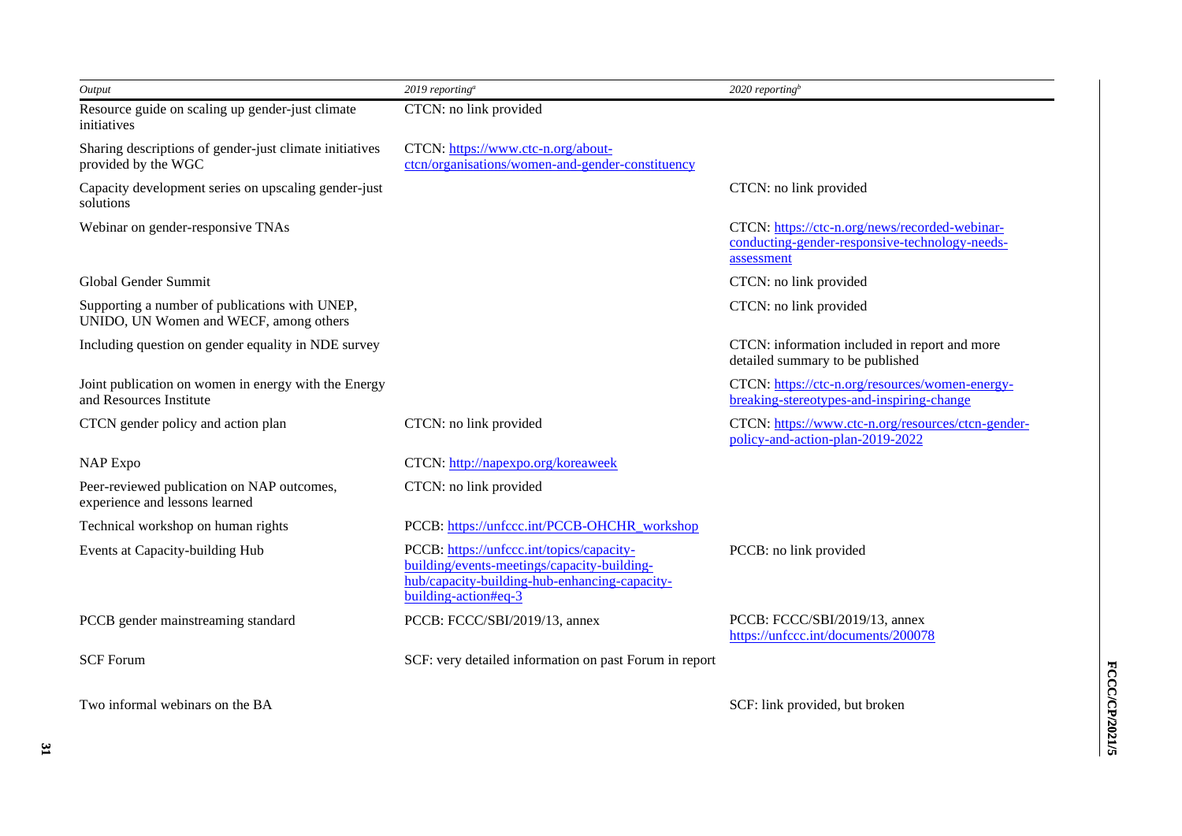| *Output* | *2019 reporting*[a] | *2020 reporting*[b] |
| --- | --- | --- |
| Resource guide on scaling up gender-just climate initiatives | CTCN: no link provided | |
| Sharing descriptions of gender-just climate initiatives provided by the WGC | CTCN: https://www.ctc-n.org/about-ctcn/organisations/women-and-gender-constituency | |
| Capacity development series on upscaling gender-just solutions | | CTCN: no link provided |
| Webinar on gender-responsive TNAs | | CTCN: https://ctc-n.org/news/recorded-webinar-conducting-gender-responsive-technology-needs-assessment |
| Global Gender Summit | | CTCN: no link provided |
| Supporting a number of publications with UNEP, UNIDO, UN Women and WECF, among others | | CTCN: no link provided |
| Including question on gender equality in NDE survey | | CTCN: information included in report and more detailed summary to be published |
| Joint publication on women in energy with the Energy and Resources Institute | | CTCN: https://ctc-n.org/resources/women-energy-breaking-stereotypes-and-inspiring-change |
| CTCN gender policy and action plan | CTCN: no link provided | CTCN: https://www.ctc-n.org/resources/ctcn-gender-policy-and-action-plan-2019-2022 |
| NAP Expo | CTCN: http://napexpo.org/koreaweek | |
| Peer-reviewed publication on NAP outcomes, experience and lessons learned | CTCN: no link provided | |
| Technical workshop on human rights | PCCB: https://unfccc.int/PCCB-OHCHR_workshop | |
| Events at Capacity-building Hub | PCCB: https://unfccc.int/topics/capacity-building/events-meetings/capacity-building-hub/capacity-building-hub-enhancing-capacity-building-action#eq-3 | PCCB: no link provided |
| PCCB gender mainstreaming standard | PCCB: FCCC/SBI/2019/13, annex | PCCB: FCCC/SBI/2019/13, annex https://unfccc.int/documents/200078 |
| SCF Forum | SCF: very detailed information on past Forum in report | |
| Two informal webinars on the BA | | SCF: link provided, but broken |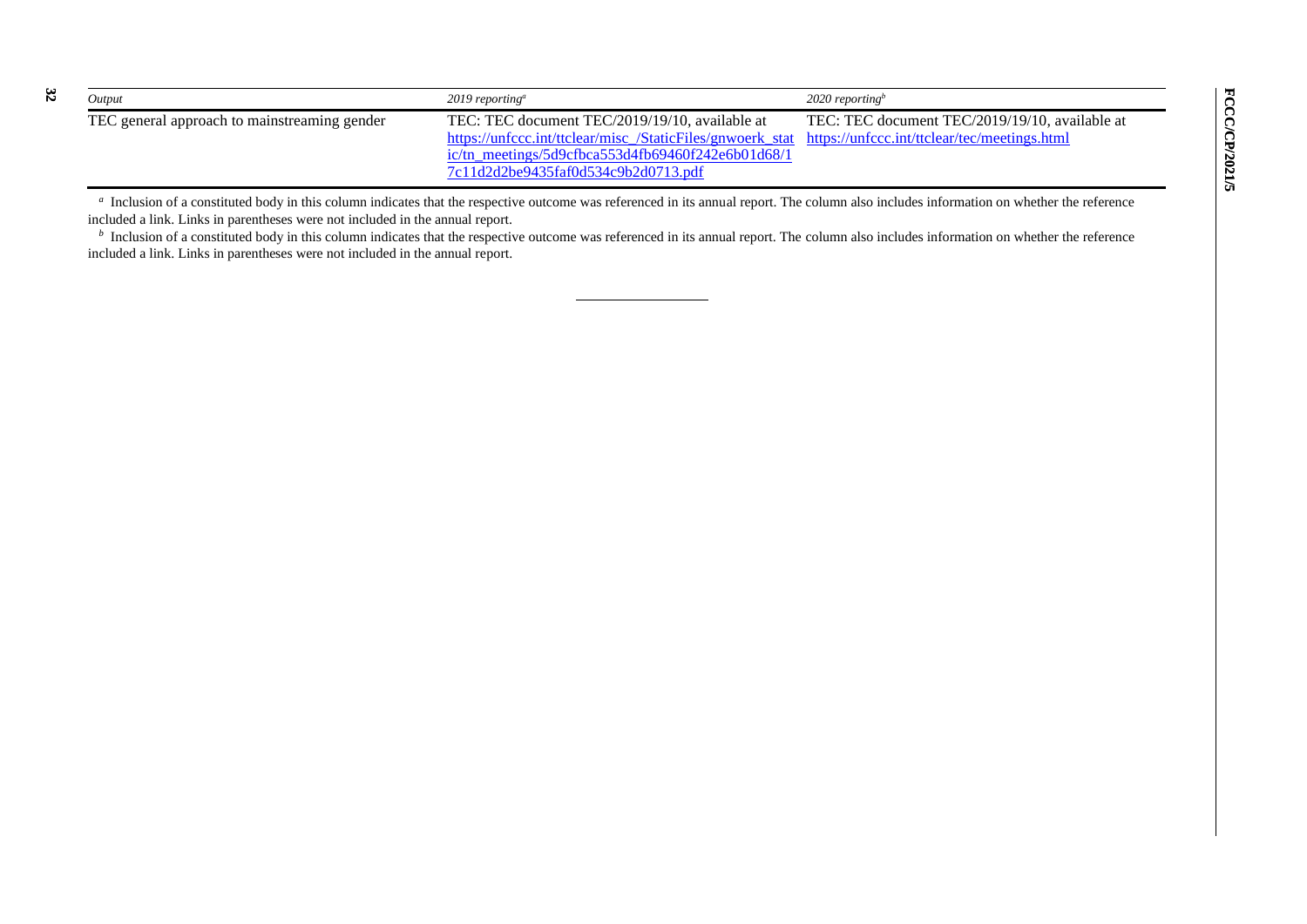| *Output* | *2019 reporting*[a] | *2020 reporting*[b] |
| --- | --- | --- |
| TEC general approach to mainstreaming gender | TEC: TEC document TEC/2019/19/10, available at https://unfccc.int/ttclear/misc_/StaticFiles/gnwoerk_static/tn_meetings/5d9cfbca553d4fb69460f242e6b01d68/17c11d2d2be9435faf0d534c9b2d0713.pdf | TEC: TEC document TEC/2019/19/10, available at https://unfccc.int/ttclear/tec/meetings.html |

[a] Inclusion of a constituted body in this column indicates that the respective outcome was referenced in its annual report. The column also includes information on whether the reference included a link. Links in parentheses were not included in the annual report.

[b] Inclusion of a constituted body in this column indicates that the respective outcome was referenced in its annual report. The column also includes information on whether the reference included a link. Links in parentheses were not included in the annual report.